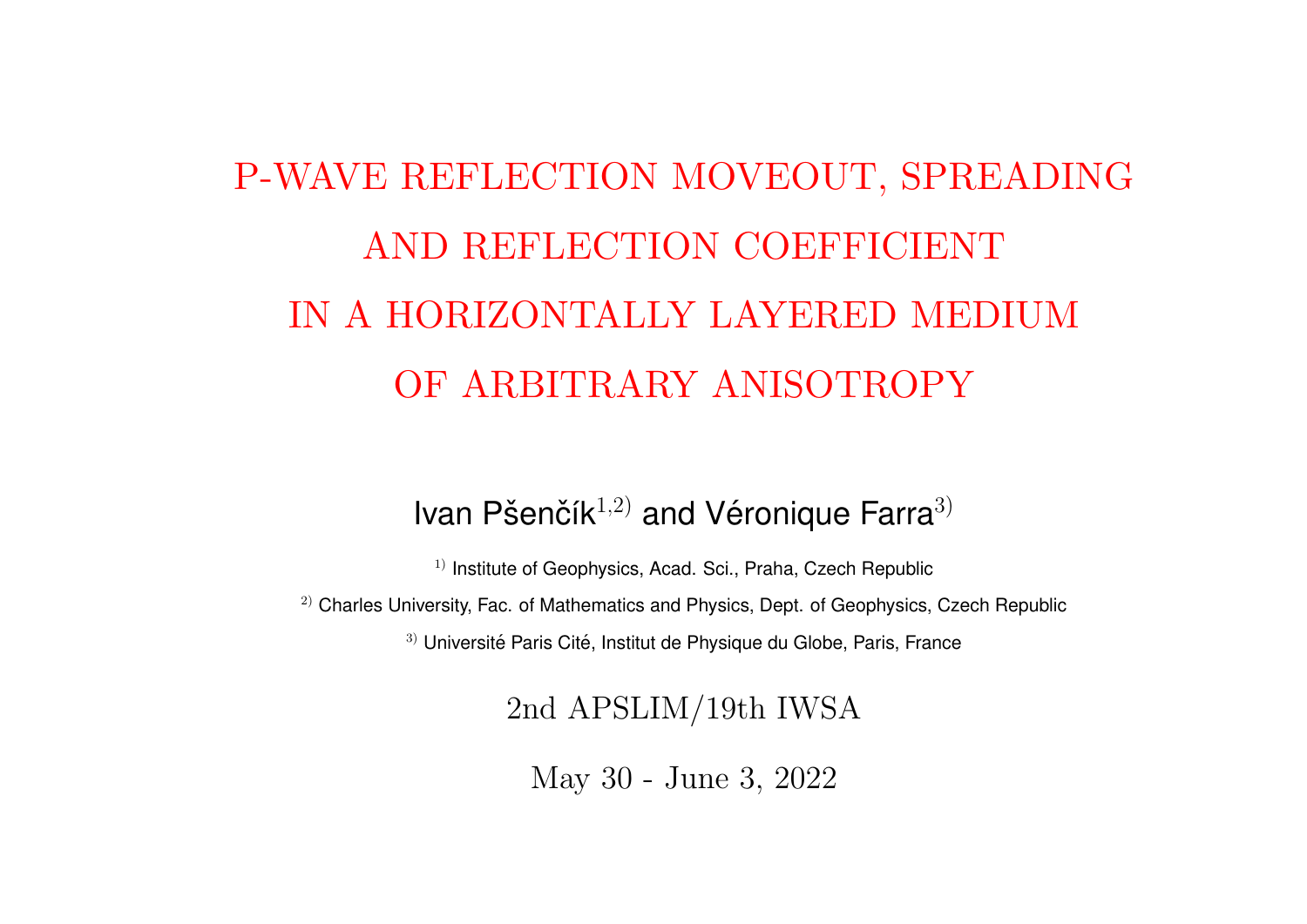# P-WAVE REFLECTION MOVEOUT, SPREADING AND REFLECTION COEFFICIENT IN A HORIZONTALLY LAYERED MEDIUM OF ARBITRARY ANISOTROPY

Ivan Pšenčík[1,2] and Véronique Farra[3]

[1] Institute of Geophysics, Acad. Sci., Praha, Czech Republic

[2] Charles University, Fac. of Mathematics and Physics, Dept. of Geophysics, Czech Republic

[3] Université Paris Cité, Institut de Physique du Globe, Paris, France

2nd APSLIM/19th IWSA

May 30 - June 3, 2022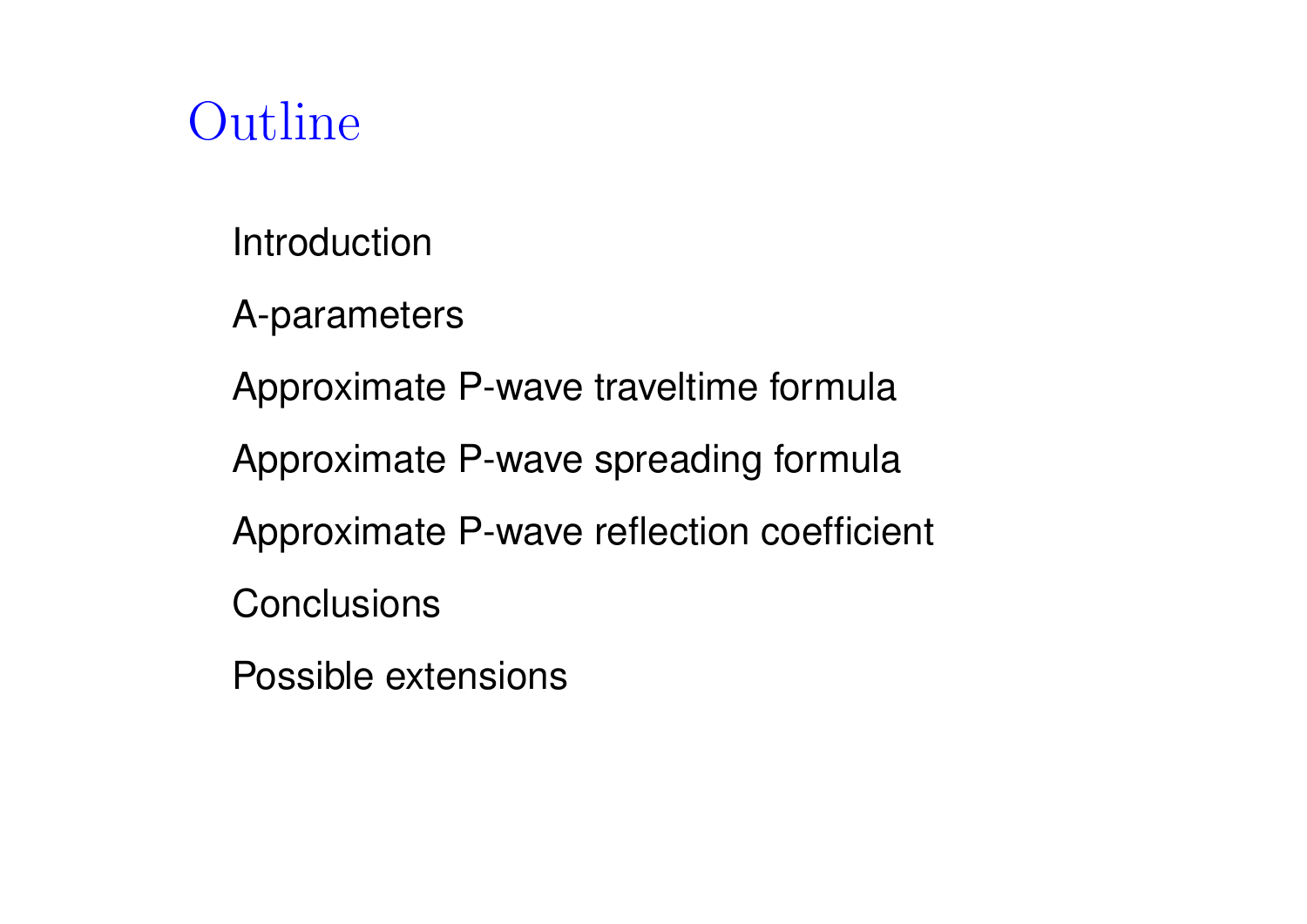# Outline

- Introduction
- A-parameters
- Approximate P-wave traveltime formula
- Approximate P-wave spreading formula
- Approximate P-wave reflection coefficient
- Conclusions
- Possible extensions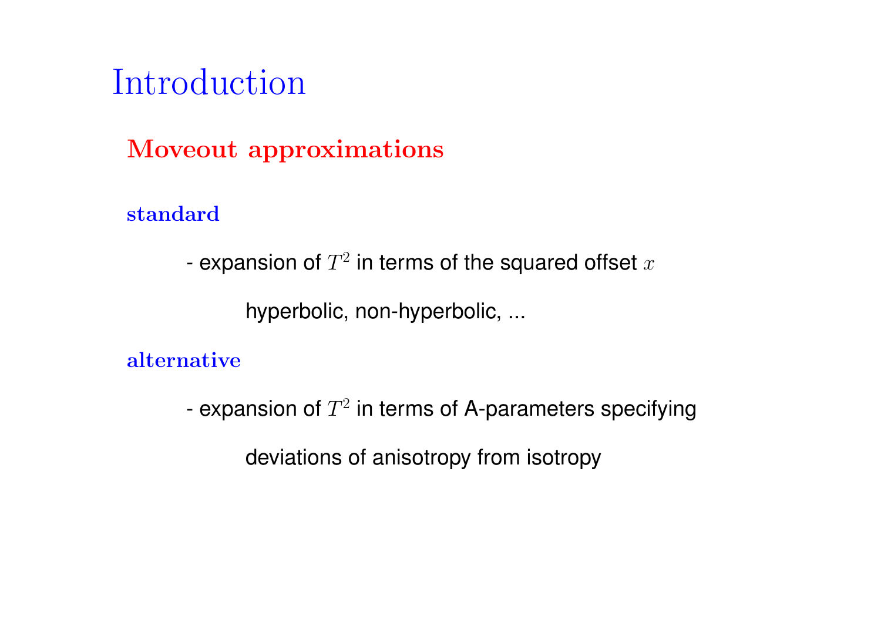# Introduction

## Moveout approximations

### standard

- expansion of $T^2$ in terms of the squared offset $x$

  hyperbolic, non-hyperbolic, ...

### alternative

- expansion of $T^2$ in terms of A-parameters specifying

  deviations of anisotropy from isotropy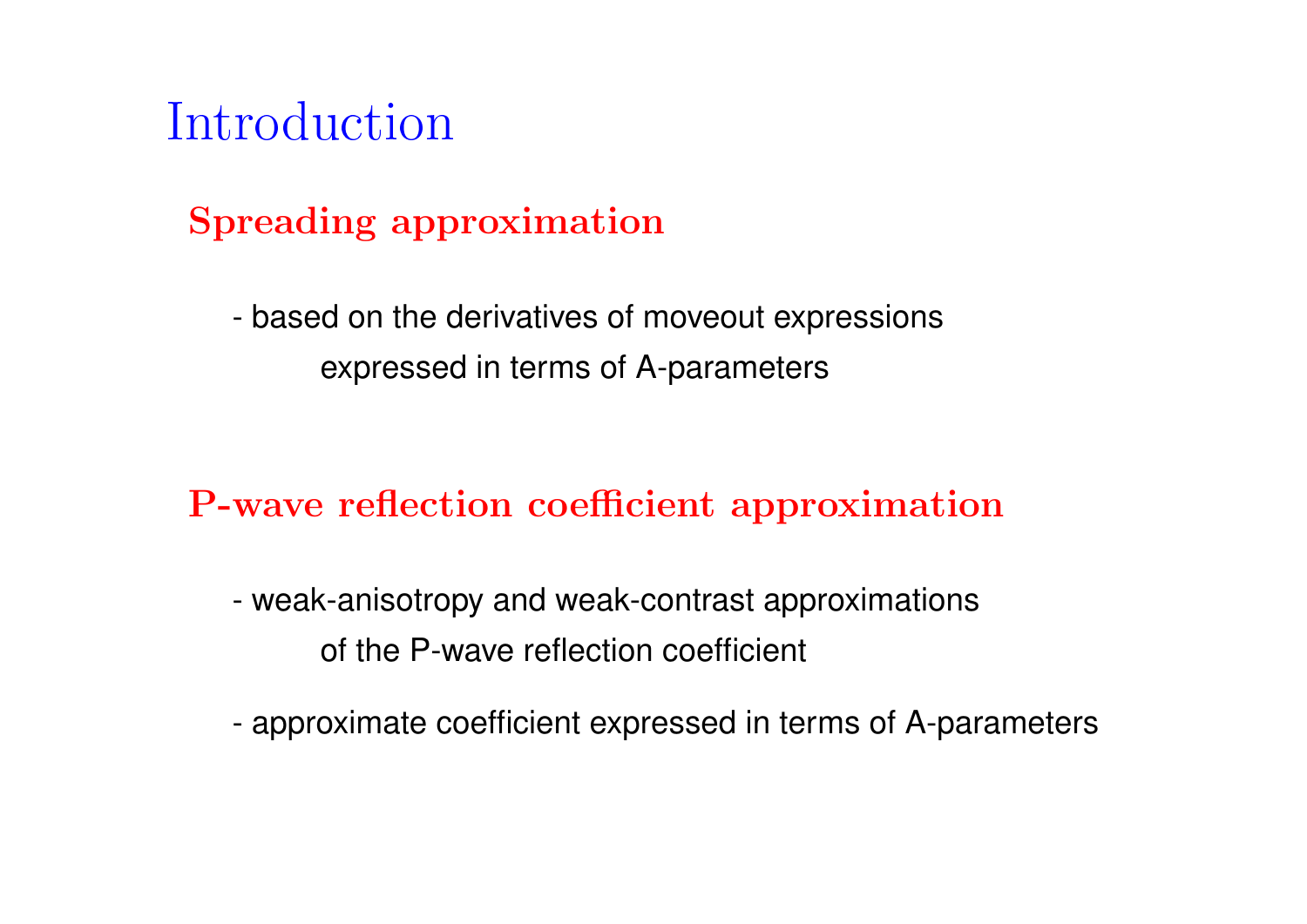# Introduction

## Spreading approximation

- based on the derivatives of moveout expressions expressed in terms of A-parameters

## P-wave reflection coefficient approximation

- weak-anisotropy and weak-contrast approximations of the P-wave reflection coefficient
- approximate coefficient expressed in terms of A-parameters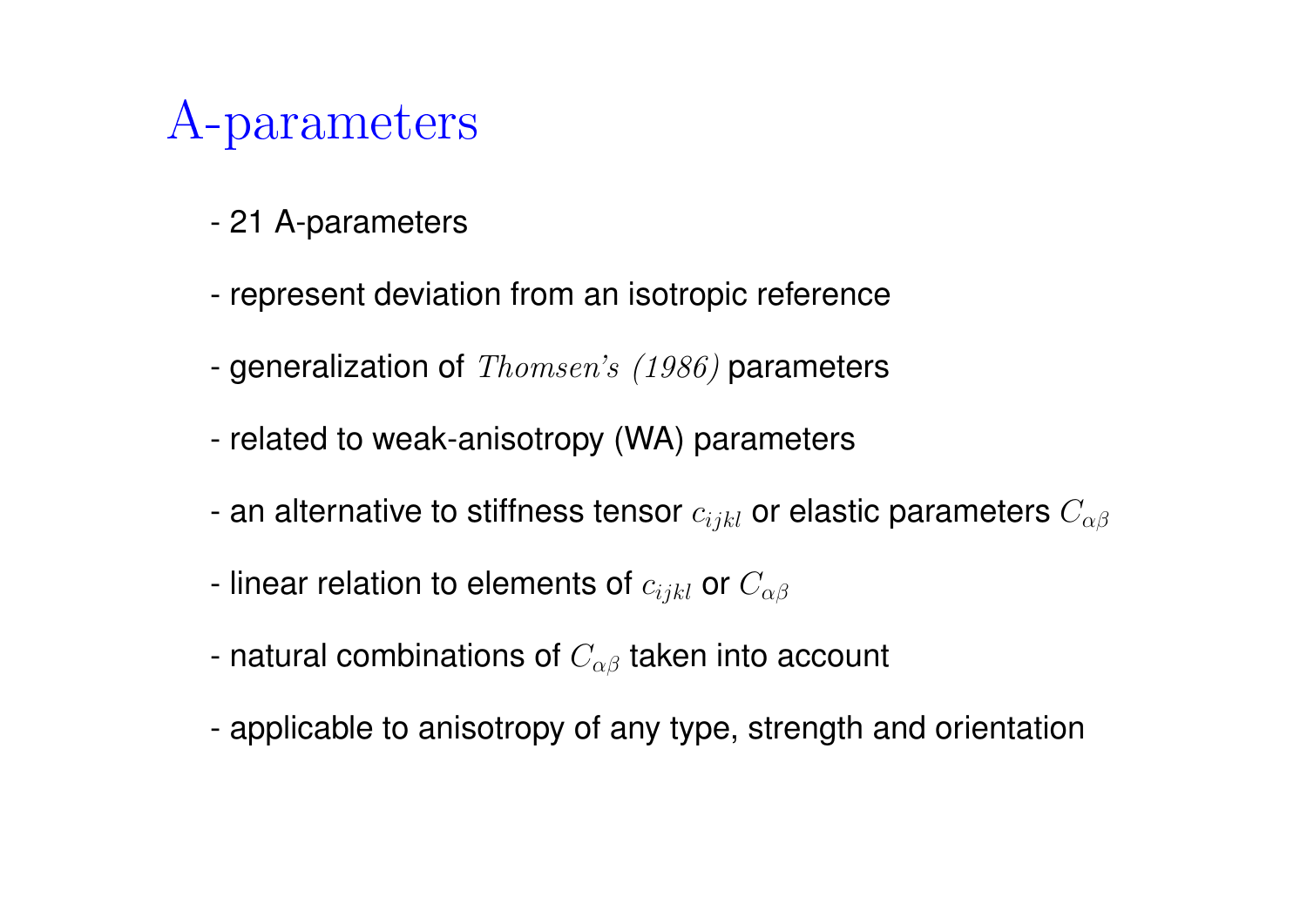# A-parameters

- 21 A-parameters
- represent deviation from an isotropic reference
- generalization of *Thomsen's (1986)* parameters
- related to weak-anisotropy (WA) parameters
- an alternative to stiffness tensor $c_{ijkl}$ or elastic parameters $C_{\alpha\beta}$
- linear relation to elements of $c_{ijkl}$ or $C_{\alpha\beta}$
- natural combinations of $C_{\alpha\beta}$ taken into account
- applicable to anisotropy of any type, strength and orientation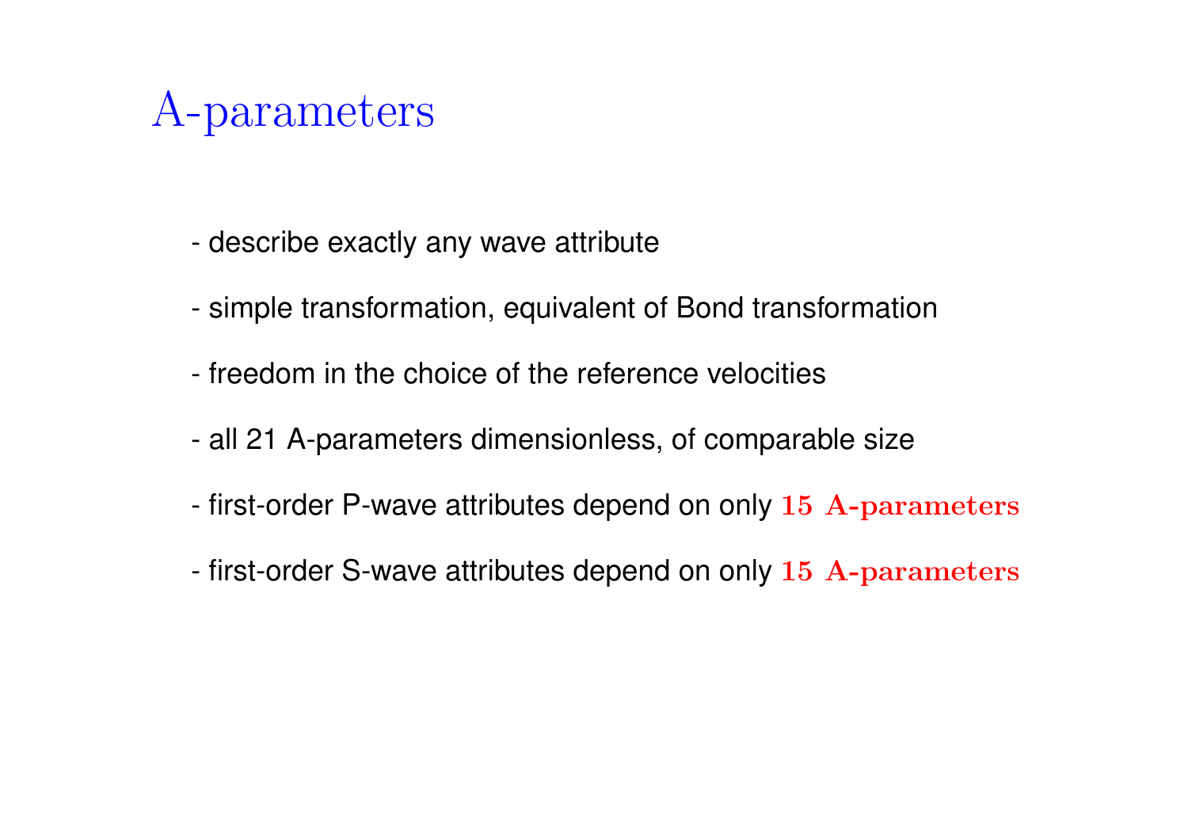# A-parameters

- describe exactly any wave attribute
- simple transformation, equivalent of Bond transformation
- freedom in the choice of the reference velocities
- all 21 A-parameters dimensionless, of comparable size
- first-order P-wave attributes depend on only **15 A-parameters**
- first-order S-wave attributes depend on only **15 A-parameters**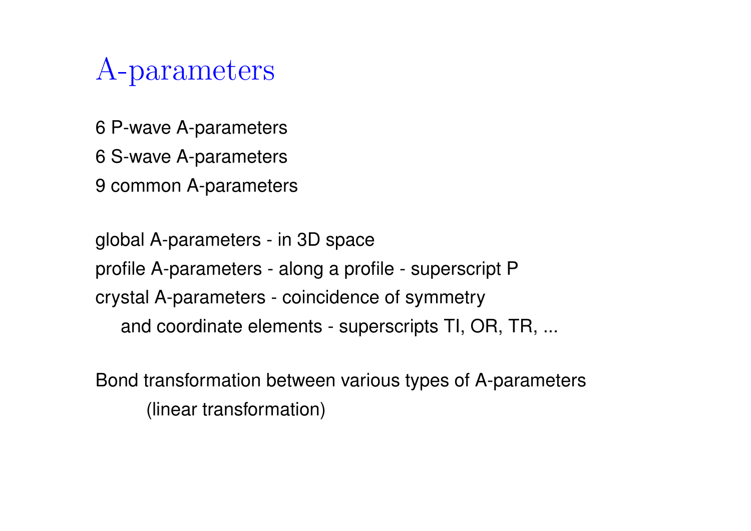# A-parameters

6 P-wave A-parameters

6 S-wave A-parameters

9 common A-parameters

global A-parameters - in 3D space

profile A-parameters - along a profile - superscript P

crystal A-parameters - coincidence of symmetry and coordinate elements - superscripts TI, OR, TR, ...

Bond transformation between various types of A-parameters (linear transformation)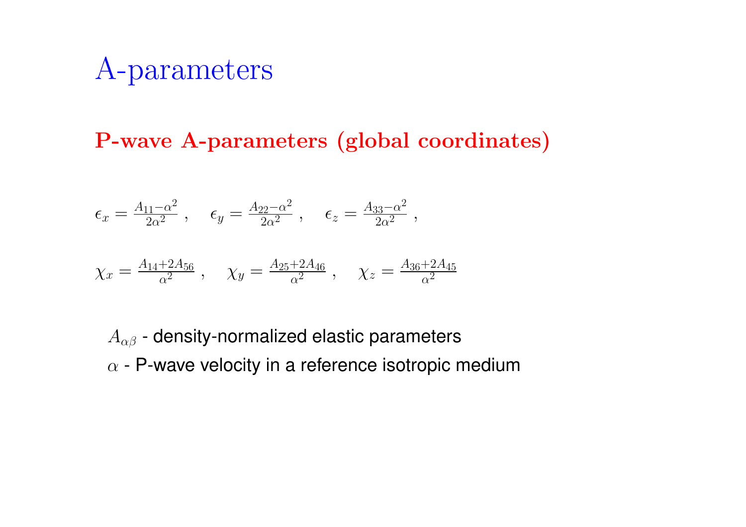# A-parameters

## P-wave A-parameters (global coordinates)

$$\epsilon_x = \frac{A_{11} - \alpha^2}{2\alpha^2} \, , \quad \epsilon_y = \frac{A_{22} - \alpha^2}{2\alpha^2} \, , \quad \epsilon_z = \frac{A_{33} - \alpha^2}{2\alpha^2} \, ,$$

$$\chi_x = \frac{A_{14} + 2A_{56}}{\alpha^2} \, , \quad \chi_y = \frac{A_{25} + 2A_{46}}{\alpha^2} \, , \quad \chi_z = \frac{A_{36} + 2A_{45}}{\alpha^2}$$

$A_{\alpha\beta}$ - density-normalized elastic parameters

$\alpha$ - P-wave velocity in a reference isotropic medium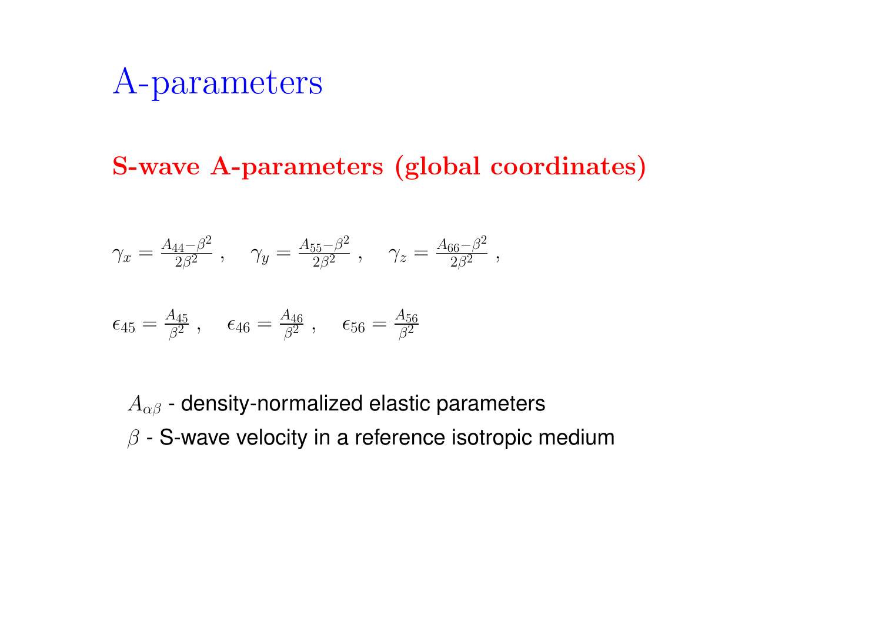# A-parameters

## S-wave A-parameters (global coordinates)

$$\gamma_x = \frac{A_{44} - \beta^2}{2\beta^2} \ , \quad \gamma_y = \frac{A_{55} - \beta^2}{2\beta^2} \ , \quad \gamma_z = \frac{A_{66} - \beta^2}{2\beta^2} \ ,$$

$$\epsilon_{45} = \frac{A_{45}}{\beta^2} \ , \quad \epsilon_{46} = \frac{A_{46}}{\beta^2} \ , \quad \epsilon_{56} = \frac{A_{56}}{\beta^2}$$

$A_{\alpha\beta}$ - density-normalized elastic parameters

$\beta$ - S-wave velocity in a reference isotropic medium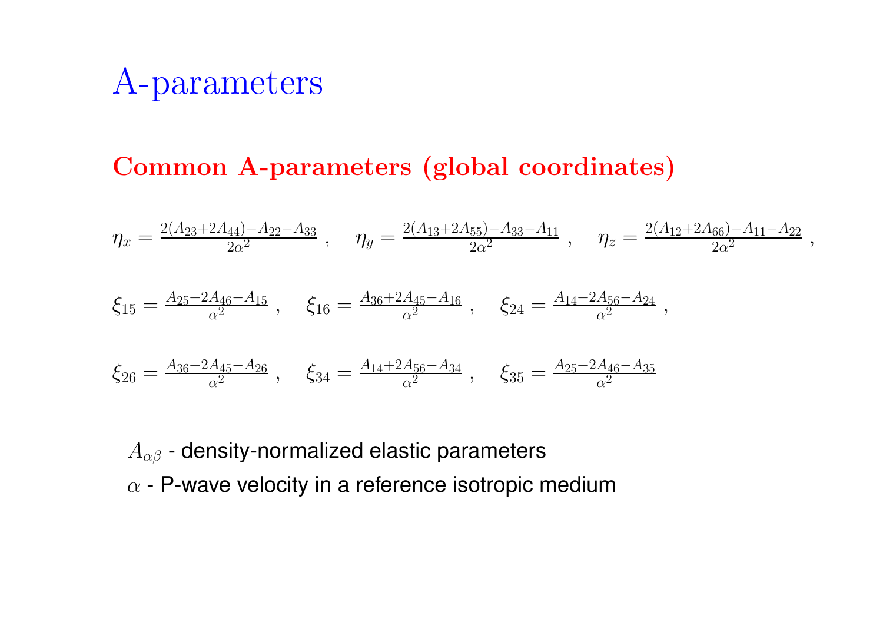# A-parameters

## Common A-parameters (global coordinates)

$$\eta_x = \frac{2(A_{23}+2A_{44})-A_{22}-A_{33}}{2\alpha^2}\,, \quad \eta_y = \frac{2(A_{13}+2A_{55})-A_{33}-A_{11}}{2\alpha^2}\,, \quad \eta_z = \frac{2(A_{12}+2A_{66})-A_{11}-A_{22}}{2\alpha^2}\,,$$

$$\xi_{15} = \frac{A_{25}+2A_{46}-A_{15}}{\alpha^2}\,, \quad \xi_{16} = \frac{A_{36}+2A_{45}-A_{16}}{\alpha^2}\,, \quad \xi_{24} = \frac{A_{14}+2A_{56}-A_{24}}{\alpha^2}\,,$$

$$\xi_{26} = \frac{A_{36}+2A_{45}-A_{26}}{\alpha^2}\,, \quad \xi_{34} = \frac{A_{14}+2A_{56}-A_{34}}{\alpha^2}\,, \quad \xi_{35} = \frac{A_{25}+2A_{46}-A_{35}}{\alpha^2}$$

$A_{\alpha\beta}$ - density-normalized elastic parameters

$\alpha$ - P-wave velocity in a reference isotropic medium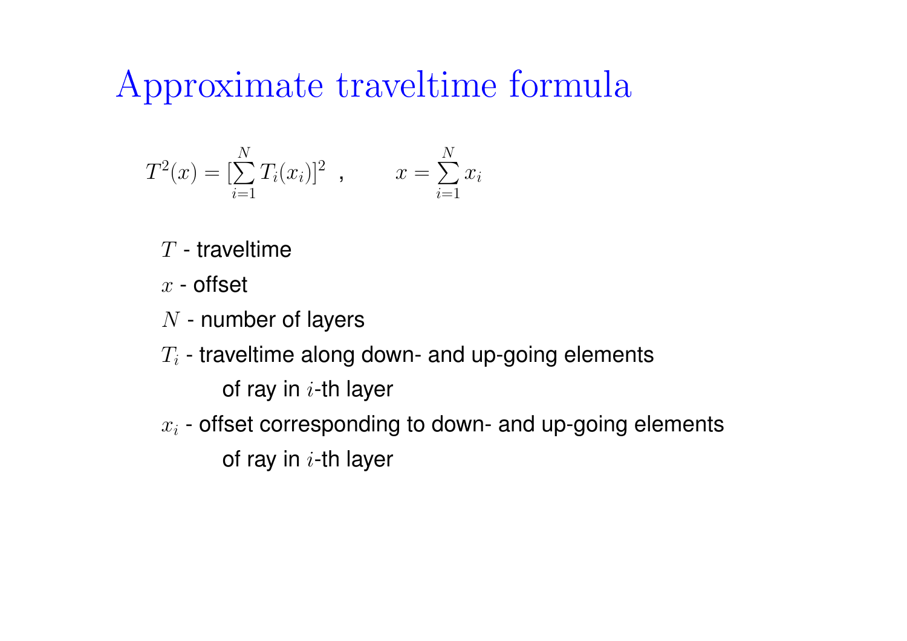# Approximate traveltime formula

$$T^2(x) = [\sum_{i=1}^{N} T_i(x_i)]^2 \quad , \qquad x = \sum_{i=1}^{N} x_i$$

$T$ - traveltime

$x$ - offset

$N$ - number of layers

$T_i$ - traveltime along down- and up-going elements of ray in $i$-th layer

$x_i$ - offset corresponding to down- and up-going elements of ray in $i$-th layer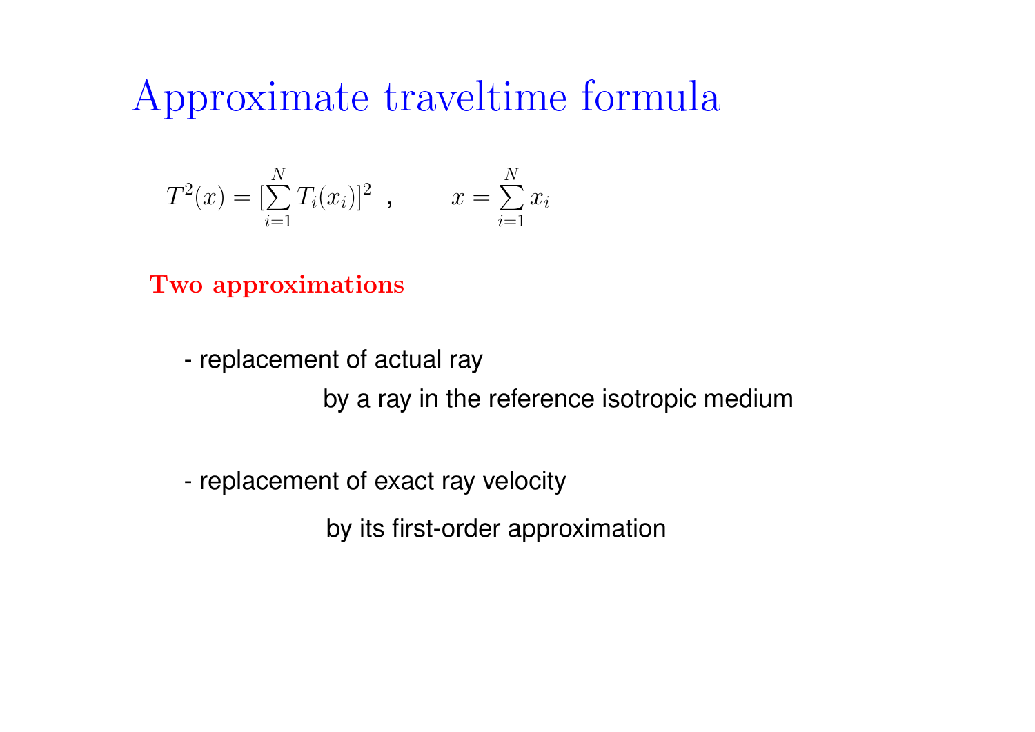# Approximate traveltime formula

$$T^2(x) = [\sum_{i=1}^{N} T_i(x_i)]^2 \ , \qquad x = \sum_{i=1}^{N} x_i$$

**Two approximations**

- replacement of actual ray

  by a ray in the reference isotropic medium

- replacement of exact ray velocity

  by its first-order approximation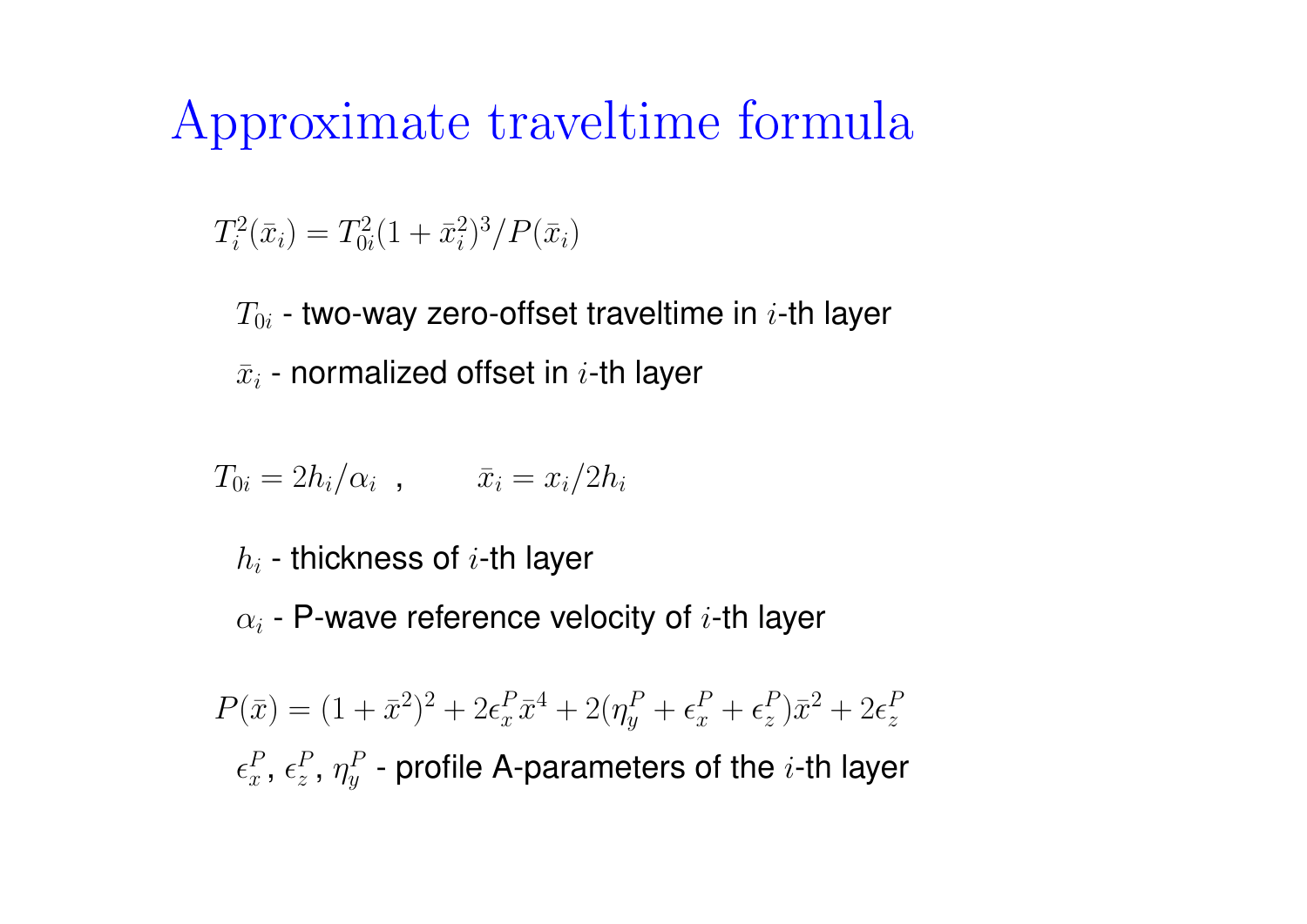# Approximate traveltime formula

$$T_i^2(\bar{x}_i) = T_{0i}^2(1+\bar{x}_i^2)^3/P(\bar{x}_i)$$

$T_{0i}$ - two-way zero-offset traveltime in $i$-th layer

$\bar{x}_i$ - normalized offset in $i$-th layer

$$T_{0i} = 2h_i/\alpha_i \ , \qquad \bar{x}_i = x_i/2h_i$$

$h_i$ - thickness of $i$-th layer

$\alpha_i$ - P-wave reference velocity of $i$-th layer

$$P(\bar{x}) = (1+\bar{x}^2)^2 + 2\epsilon_x^P\bar{x}^4 + 2(\eta_y^P + \epsilon_x^P + \epsilon_z^P)\bar{x}^2 + 2\epsilon_z^P$$

$\epsilon_x^P$, $\epsilon_z^P$, $\eta_y^P$ - profile A-parameters of the $i$-th layer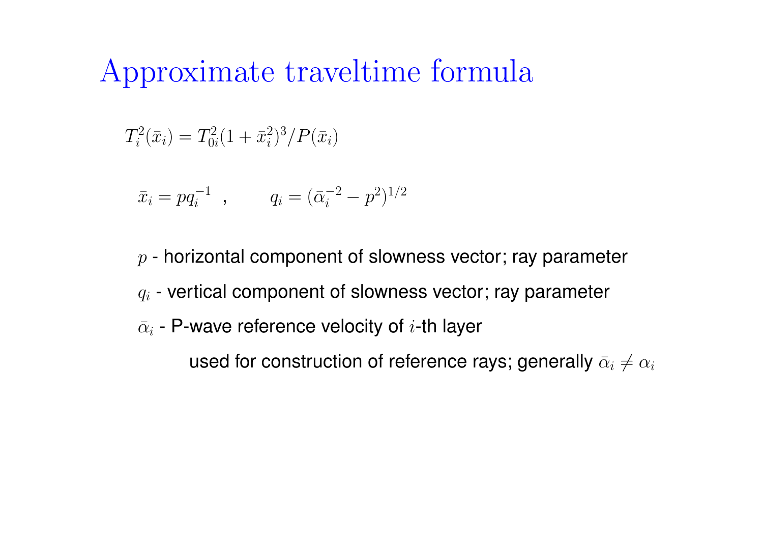# Approximate traveltime formula

$$T_i^2(\bar{x}_i) = T_{0i}^2(1 + \bar{x}_i^2)^3 / P(\bar{x}_i)$$

$$\bar{x}_i = p q_i^{-1} \ , \qquad q_i = (\bar{\alpha}_i^{-2} - p^2)^{1/2}$$

$p$ - horizontal component of slowness vector; ray parameter

$q_i$ - vertical component of slowness vector; ray parameter

$\bar{\alpha}_i$ - P-wave reference velocity of $i$-th layer

used for construction of reference rays; generally $\bar{\alpha}_i \neq \alpha_i$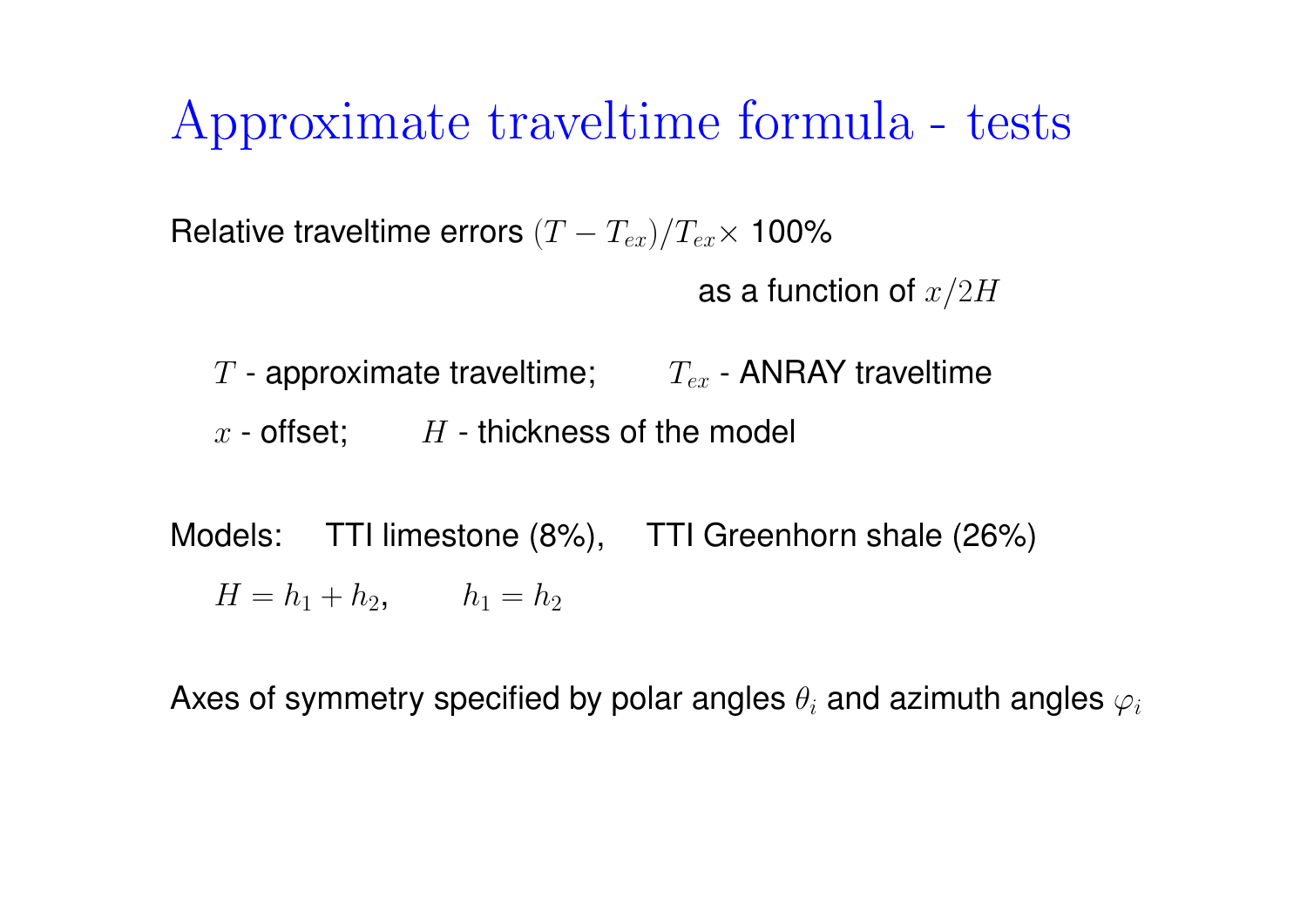# Approximate traveltime formula - tests

Relative traveltime errors $(T - T_{ex})/T_{ex} \times$ 100%

as a function of $x/2H$

$T$ - approximate traveltime; $T_{ex}$ - ANRAY traveltime

$x$ - offset; $H$ - thickness of the model

Models: TTI limestone (8%), TTI Greenhorn shale (26%)

$H = h_1 + h_2$, $h_1 = h_2$

Axes of symmetry specified by polar angles $\theta_i$ and azimuth angles $\varphi_i$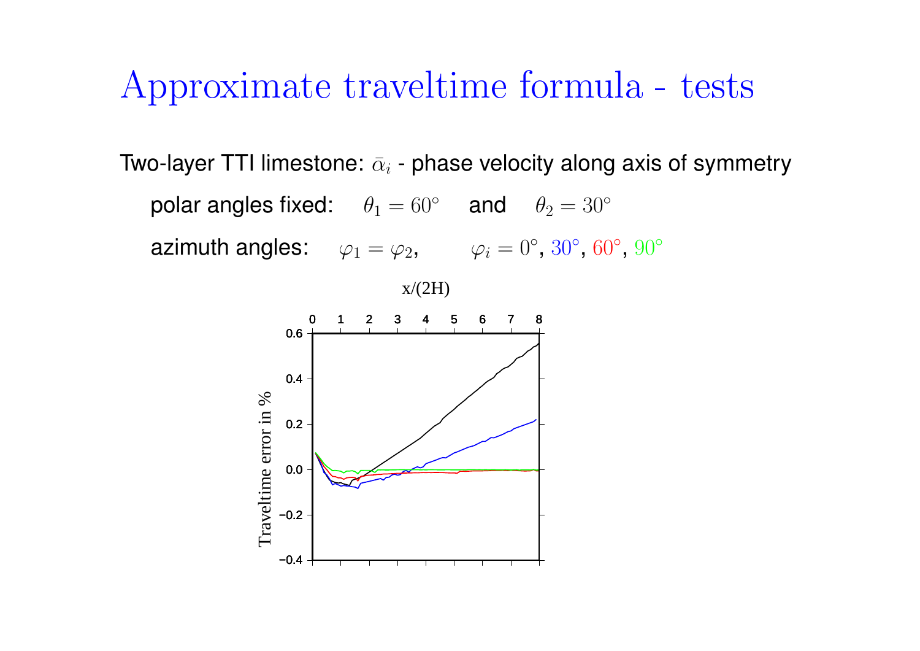# Approximate traveltime formula - tests

Two-layer TTI limestone: $\bar{\alpha}_i$ - phase velocity along axis of symmetry

polar angles fixed: $\theta_1 = 60^\circ$ and $\theta_2 = 30^\circ$

azimuth angles: $\varphi_1 = \varphi_2$, $\varphi_i = 0^\circ$, $30^\circ$, $60^\circ$, $90^\circ$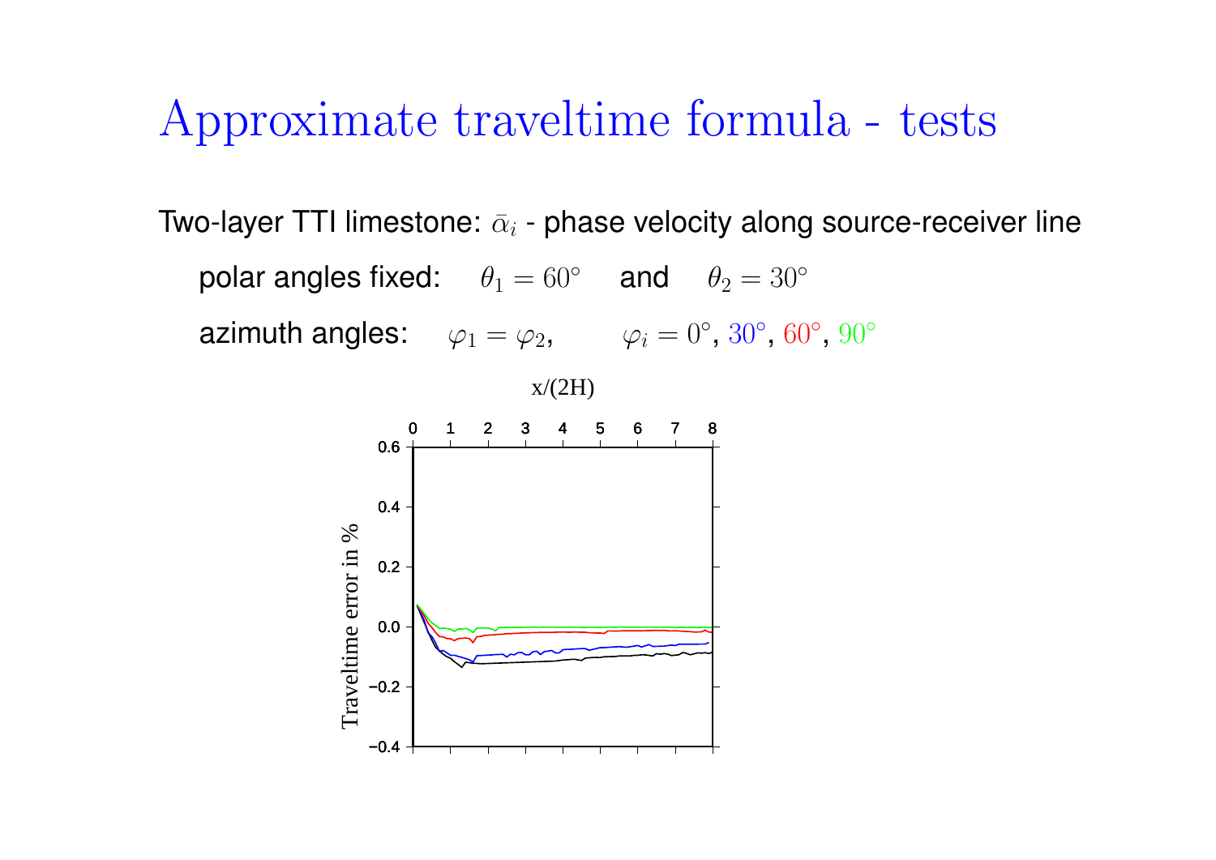# Approximate traveltime formula - tests

Two-layer TTI limestone: $\bar{\alpha}_i$ - phase velocity along source-receiver line

polar angles fixed: $\theta_1 = 60^\circ$ and $\theta_2 = 30^\circ$

azimuth angles: $\varphi_1 = \varphi_2$, $\varphi_i = 0^\circ$, $30^\circ$, $60^\circ$, $90^\circ$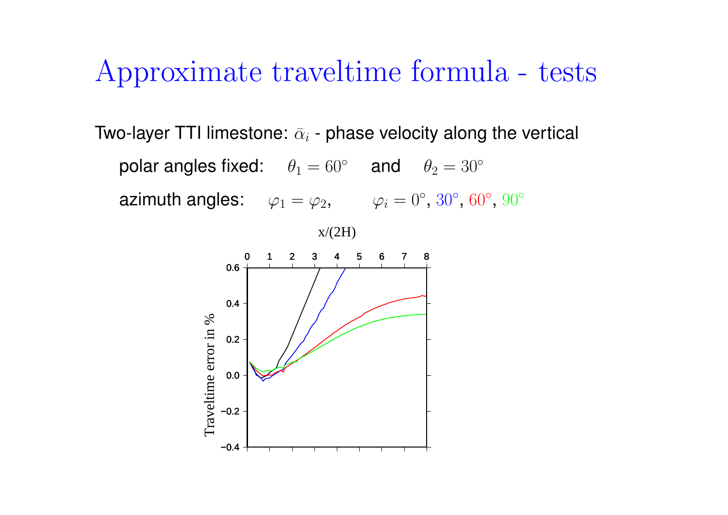# Approximate traveltime formula - tests

Two-layer TTI limestone: $\bar{\alpha}_i$ - phase velocity along the vertical

polar angles fixed: $\theta_1 = 60^\circ$ and $\theta_2 = 30^\circ$

azimuth angles: $\varphi_1 = \varphi_2$, $\varphi_i = 0^\circ$, $30^\circ$, $60^\circ$, $90^\circ$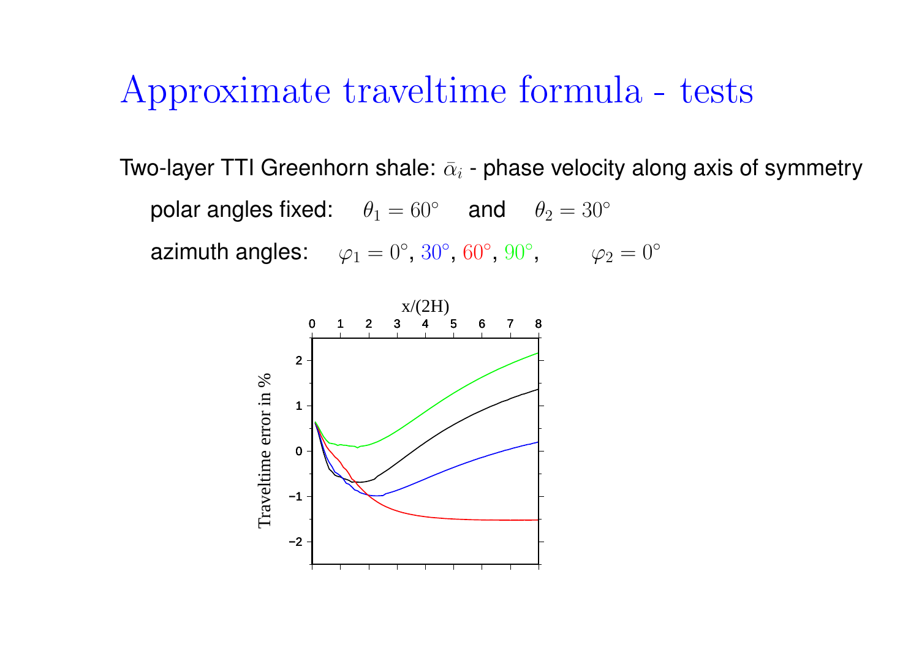# Approximate traveltime formula - tests

Two-layer TTI Greenhorn shale: $\bar{\alpha}_i$ - phase velocity along axis of symmetry

polar angles fixed: $\theta_1 = 60^\circ$ and $\theta_2 = 30^\circ$

azimuth angles: $\varphi_1 = 0^\circ$, $30^\circ$, $60^\circ$, $90^\circ$, $\varphi_2 = 0^\circ$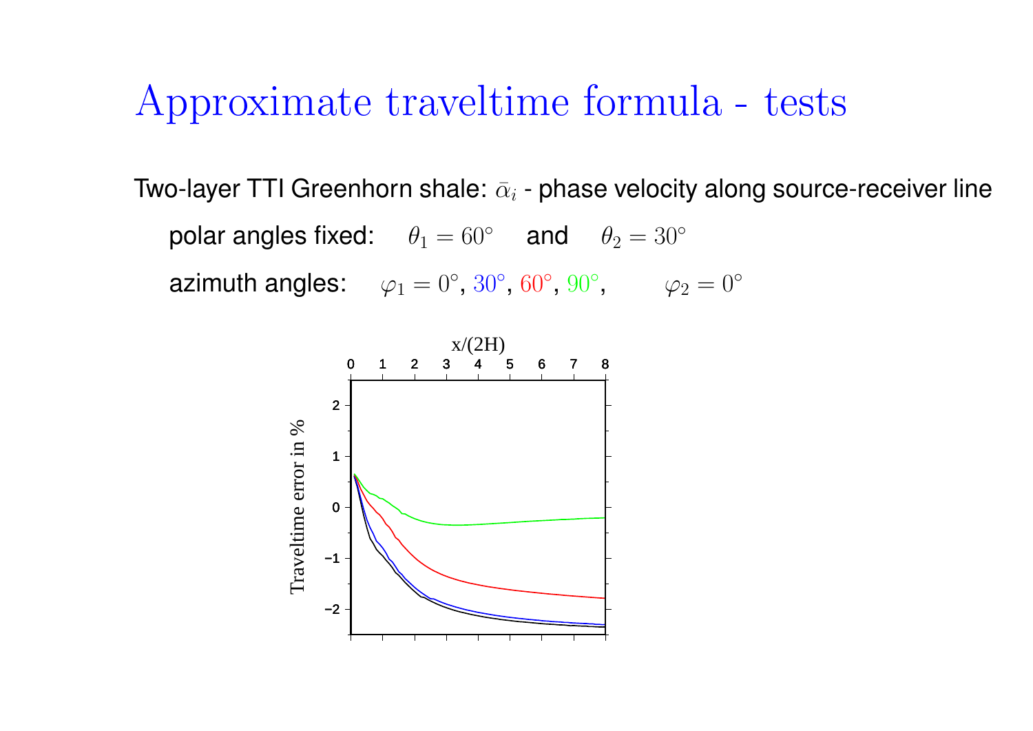# Approximate traveltime formula - tests

Two-layer TTI Greenhorn shale: $\bar{\alpha}_i$ - phase velocity along source-receiver line

polar angles fixed: $\theta_1 = 60^\circ$ and $\theta_2 = 30^\circ$

azimuth angles: $\varphi_1 = 0^\circ$, $30^\circ$, $60^\circ$, $90^\circ$, $\varphi_2 = 0^\circ$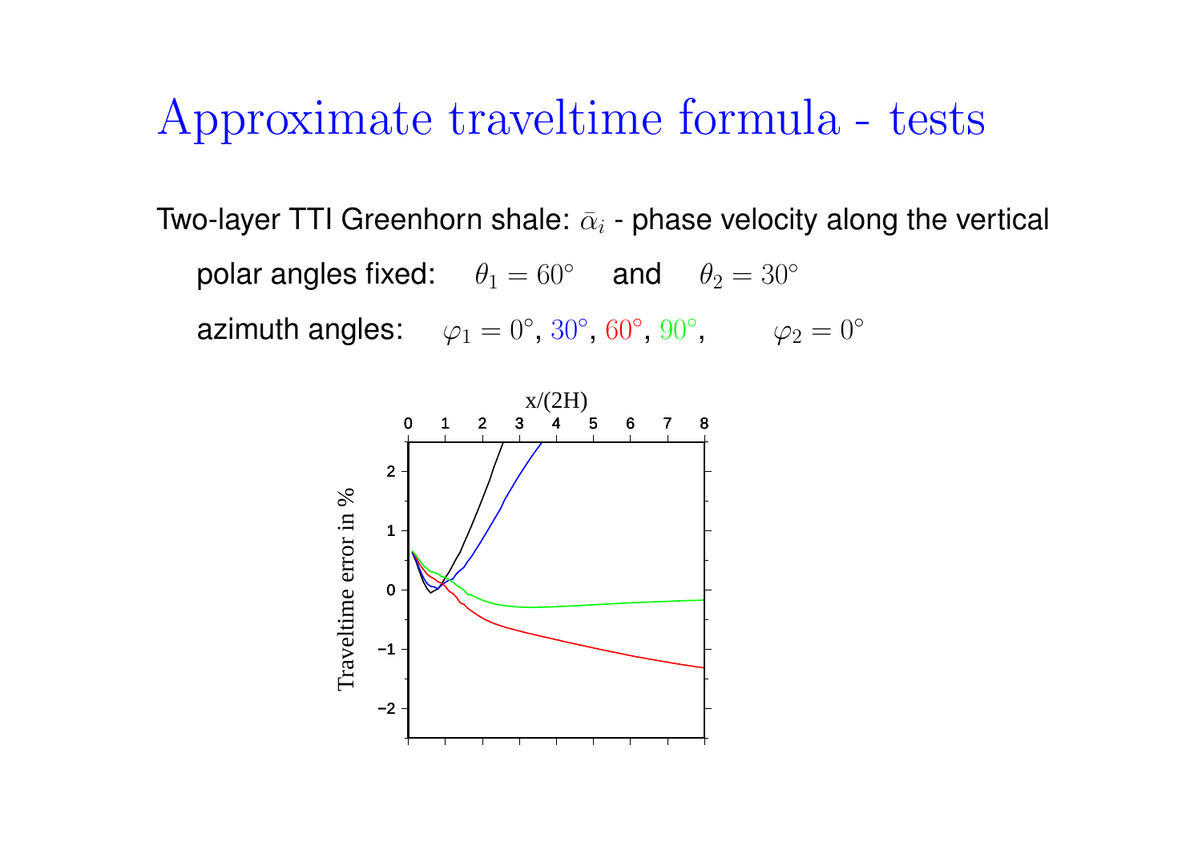# Approximate traveltime formula - tests

Two-layer TTI Greenhorn shale: $\bar{\alpha}_i$ - phase velocity along the vertical

polar angles fixed: $\theta_1 = 60^\circ$ and $\theta_2 = 30^\circ$

azimuth angles: $\varphi_1 = 0^\circ$, $30^\circ$, $60^\circ$, $90^\circ$, $\varphi_2 = 0^\circ$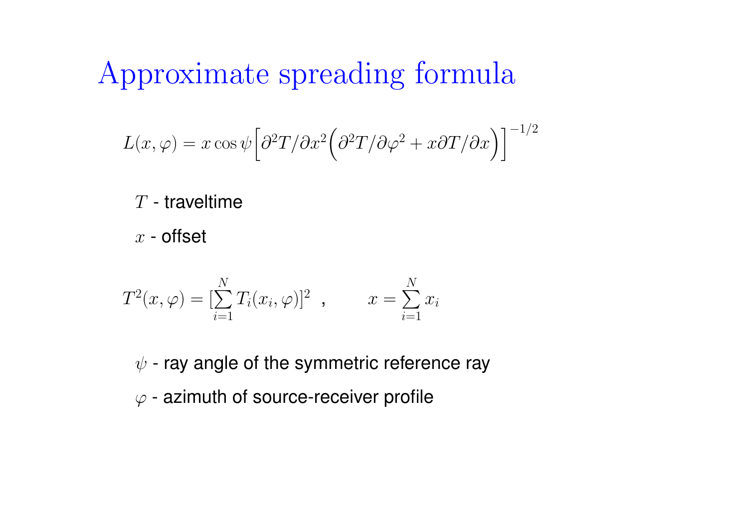# Approximate spreading formula

$$L(x, \varphi) = x \cos\psi \Big[ \partial^2 T / \partial x^2 \Big( \partial^2 T / \partial \varphi^2 + x \partial T / \partial x \Big) \Big]^{-1/2}$$

$T$ - traveltime

$x$ - offset

$$T^2(x, \varphi) = [\sum_{i=1}^{N} T_i(x_i, \varphi)]^2 \quad , \qquad x = \sum_{i=1}^{N} x_i$$

$\psi$ - ray angle of the symmetric reference ray

$\varphi$ - azimuth of source-receiver profile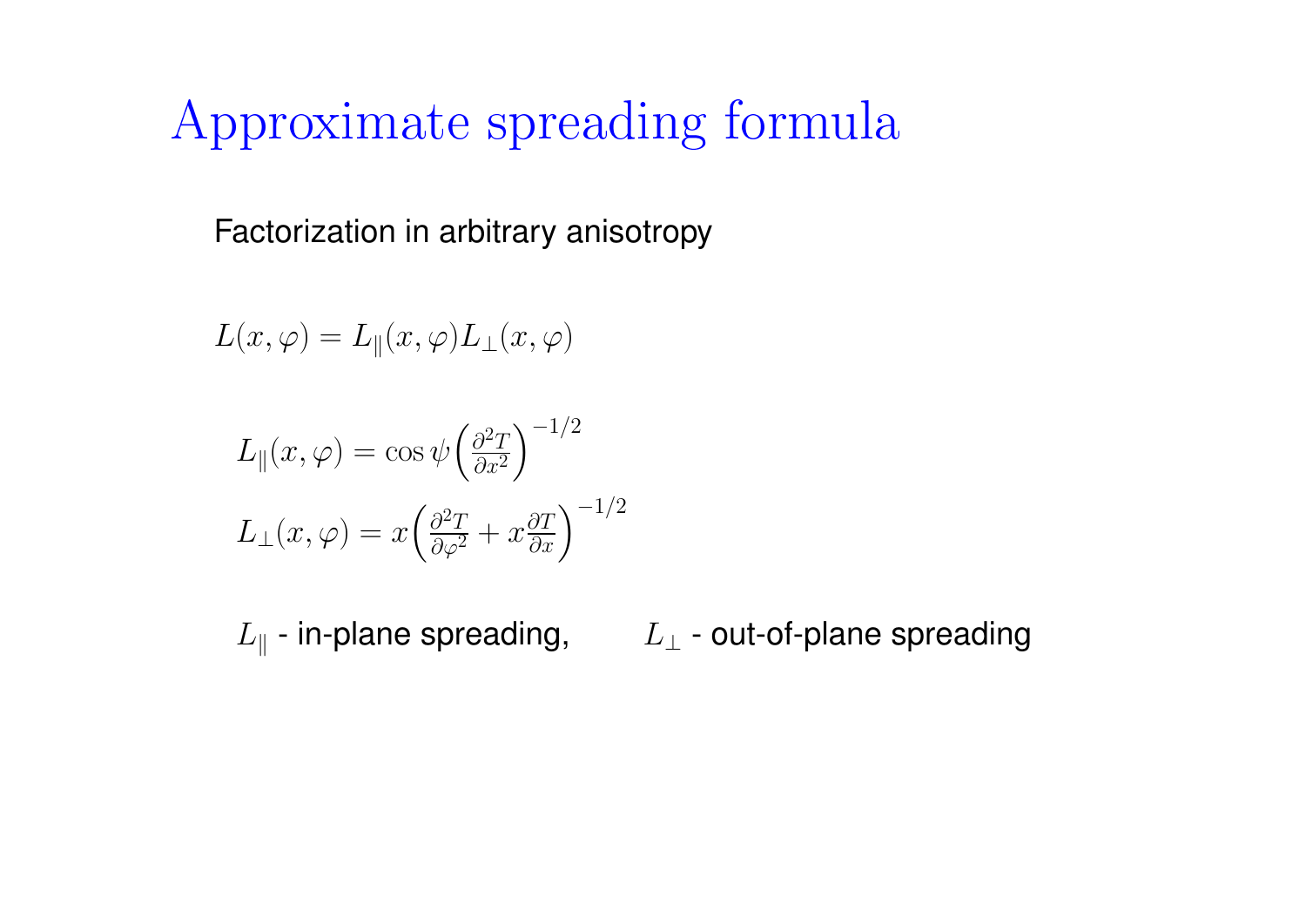# Approximate spreading formula

Factorization in arbitrary anisotropy

$$L(x,\varphi) = L_\parallel(x,\varphi) L_\perp(x,\varphi)$$

$$L_\parallel(x,\varphi) = \cos\psi \left(\frac{\partial^2 T}{\partial x^2}\right)^{-1/2}$$

$$L_\perp(x,\varphi) = x \left(\frac{\partial^2 T}{\partial \varphi^2} + x \frac{\partial T}{\partial x}\right)^{-1/2}$$

$L_\parallel$ - in-plane spreading, $L_\perp$ - out-of-plane spreading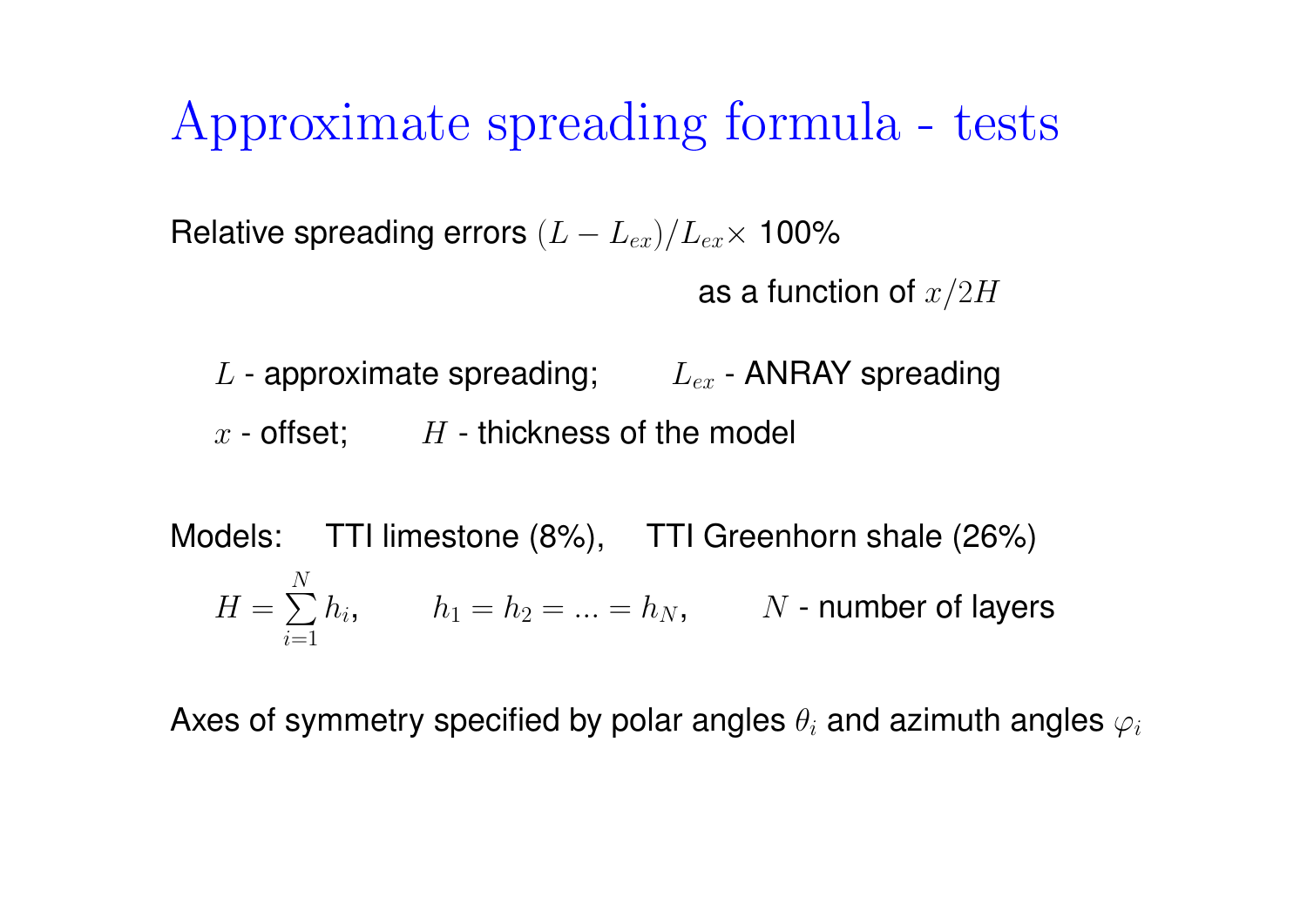# Approximate spreading formula - tests

Relative spreading errors $(L - L_{ex})/L_{ex} \times$ 100%

as a function of $x/2H$

$L$ - approximate spreading; $L_{ex}$ - ANRAY spreading

$x$ - offset; $H$ - thickness of the model

Models: TTI limestone (8%), TTI Greenhorn shale (26%)

$$H = \sum_{i=1}^{N} h_i, \qquad h_1 = h_2 = ... = h_N, \qquad N \text{ - number of layers}$$

Axes of symmetry specified by polar angles $\theta_i$ and azimuth angles $\varphi_i$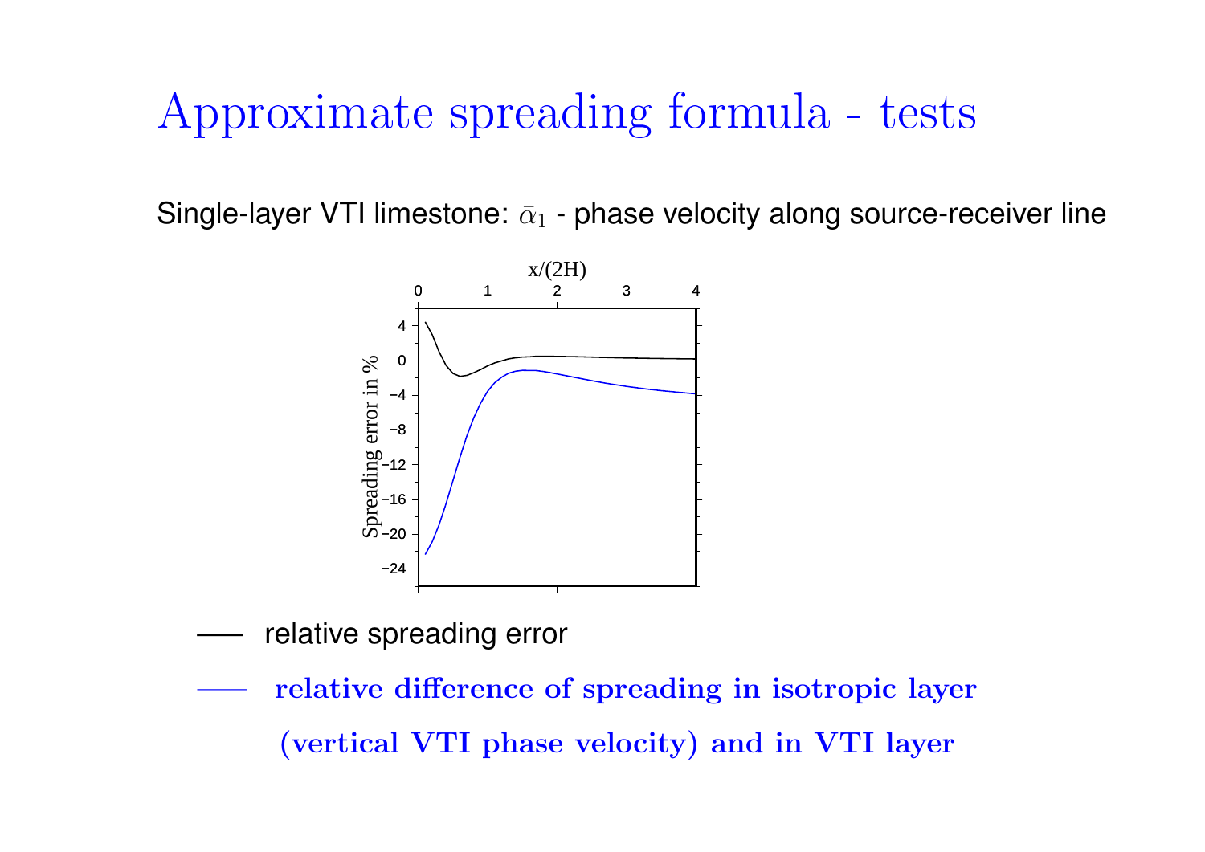# Approximate spreading formula - tests

Single-layer VTI limestone: $\bar{\alpha}_1$ - phase velocity along source-receiver line

—— relative spreading error

—— **relative difference of spreading in isotropic layer (vertical VTI phase velocity) and in VTI layer**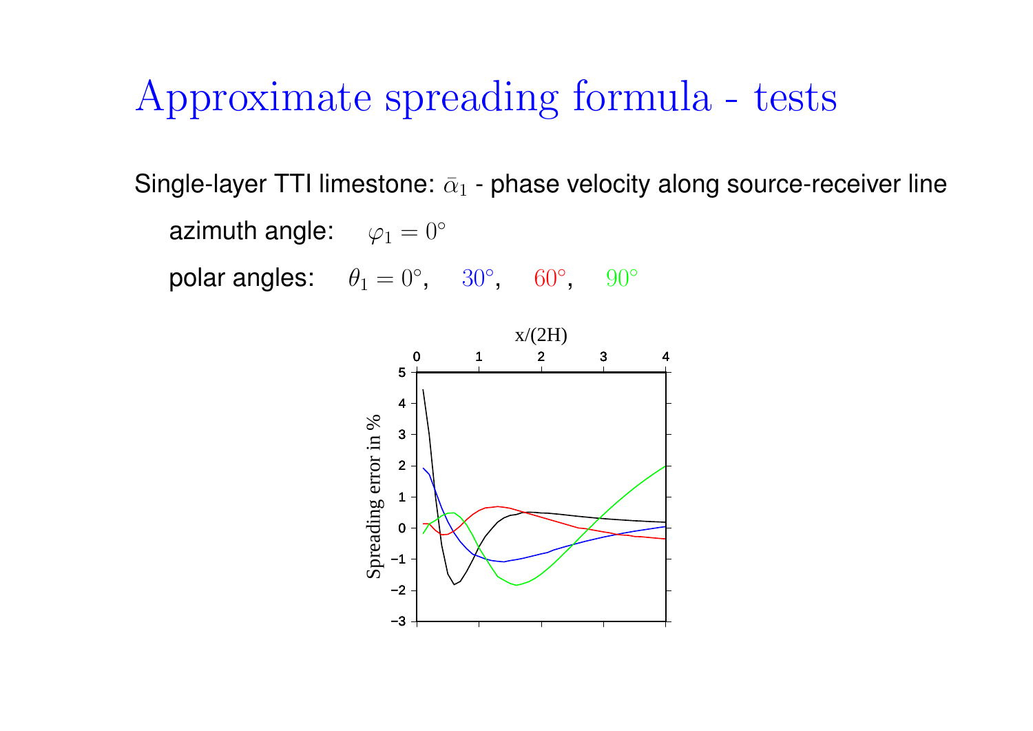# Approximate spreading formula - tests

Single-layer TTI limestone: $\bar{\alpha}_1$ - phase velocity along source-receiver line

azimuth angle: $\varphi_1 = 0^\circ$

polar angles: $\theta_1 = 0^\circ$, $30^\circ$, $60^\circ$, $90^\circ$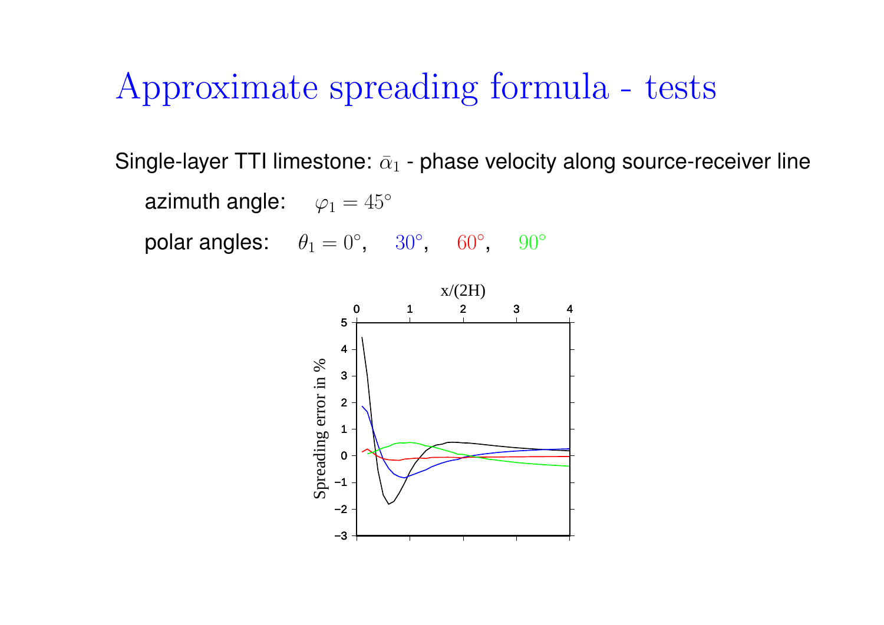# Approximate spreading formula - tests

Single-layer TTI limestone: $\bar{\alpha}_1$ - phase velocity along source-receiver line

azimuth angle: $\varphi_1 = 45^\circ$

polar angles: $\theta_1 = 0^\circ$, $30^\circ$, $60^\circ$, $90^\circ$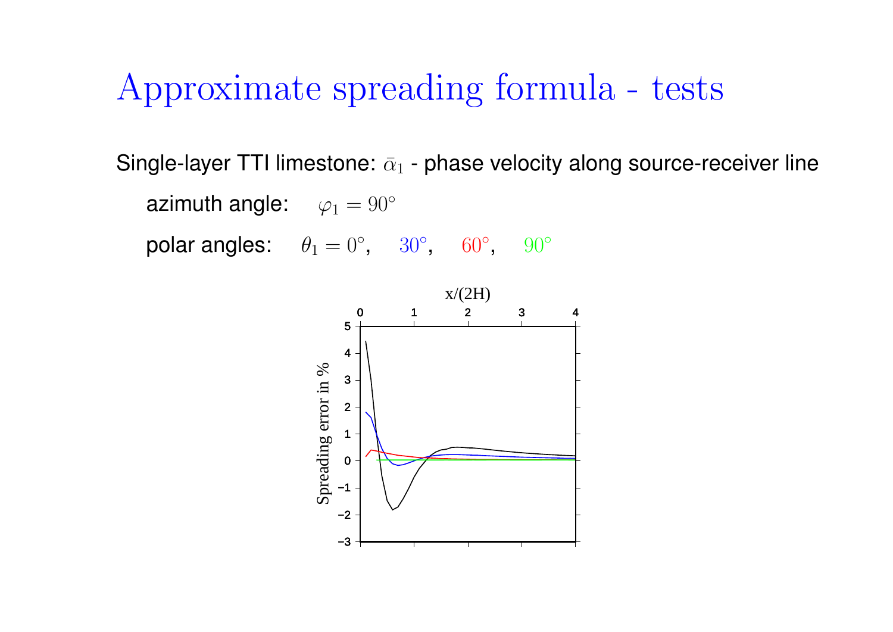# Approximate spreading formula - tests

Single-layer TTI limestone: $\bar{\alpha}_1$ - phase velocity along source-receiver line

azimuth angle: $\varphi_1 = 90^\circ$

polar angles: $\theta_1 = 0^\circ$, $30^\circ$, $60^\circ$, $90^\circ$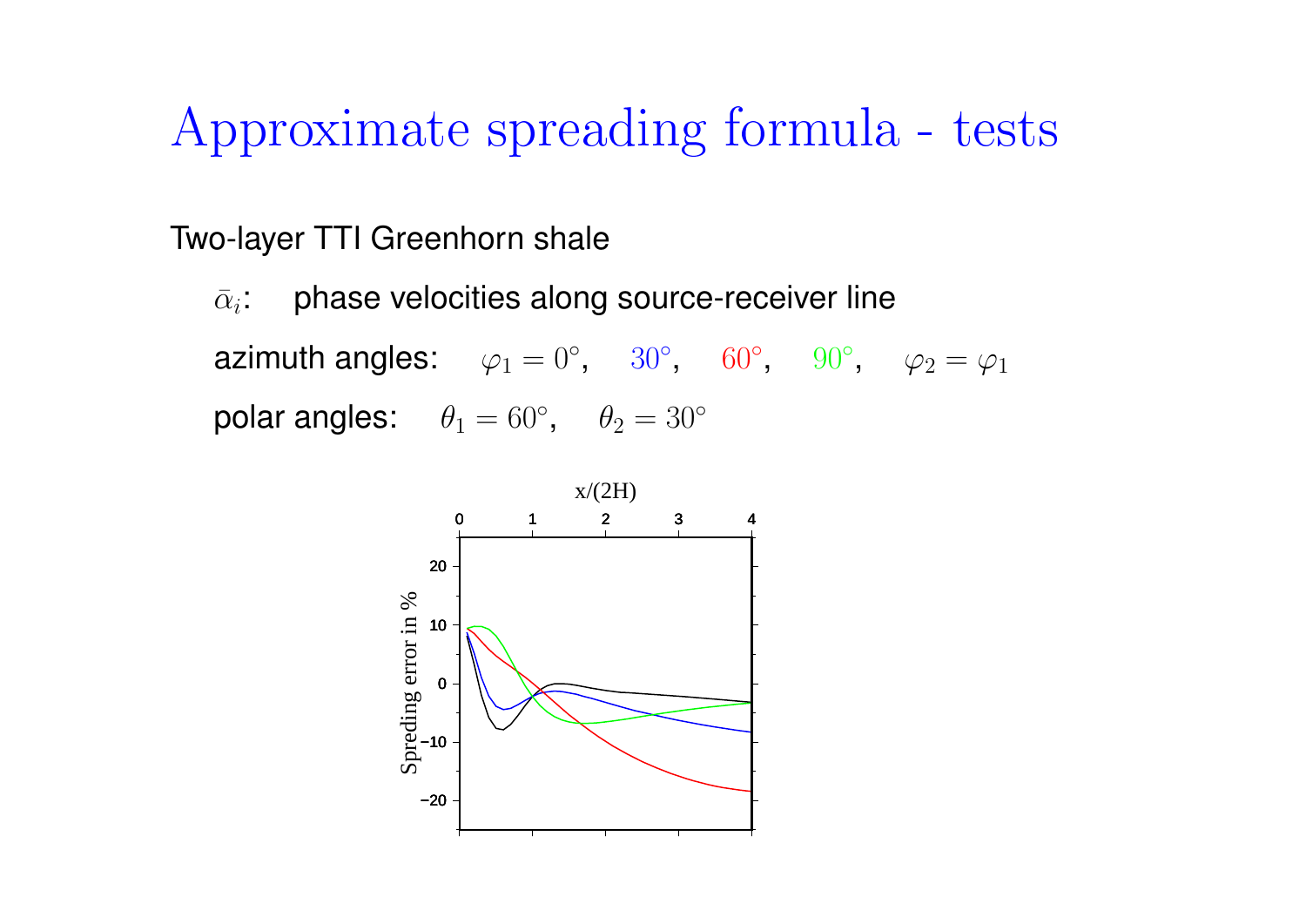# Approximate spreading formula - tests

Two-layer TTI Greenhorn shale

$\bar{\alpha}_i$: phase velocities along source-receiver line

azimuth angles: $\varphi_1 = 0^\circ$, $30^\circ$, $60^\circ$, $90^\circ$, $\varphi_2 = \varphi_1$

polar angles: $\theta_1 = 60^\circ$, $\theta_2 = 30^\circ$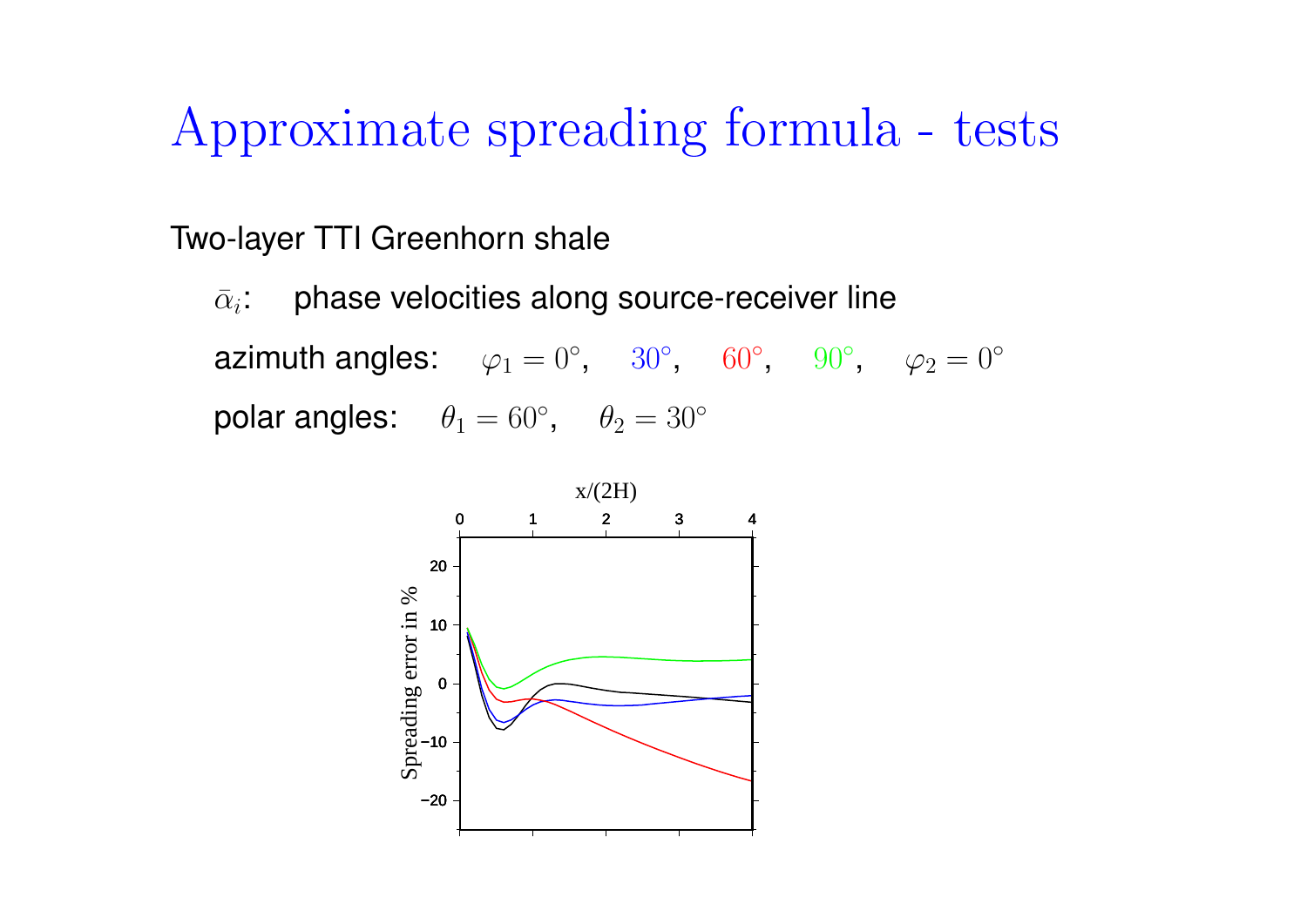# Approximate spreading formula - tests

Two-layer TTI Greenhorn shale

$\bar{\alpha}_i$: phase velocities along source-receiver line

azimuth angles: $\varphi_1 = 0^\circ$, $30^\circ$, $60^\circ$, $90^\circ$, $\varphi_2 = 0^\circ$

polar angles: $\theta_1 = 60^\circ$, $\theta_2 = 30^\circ$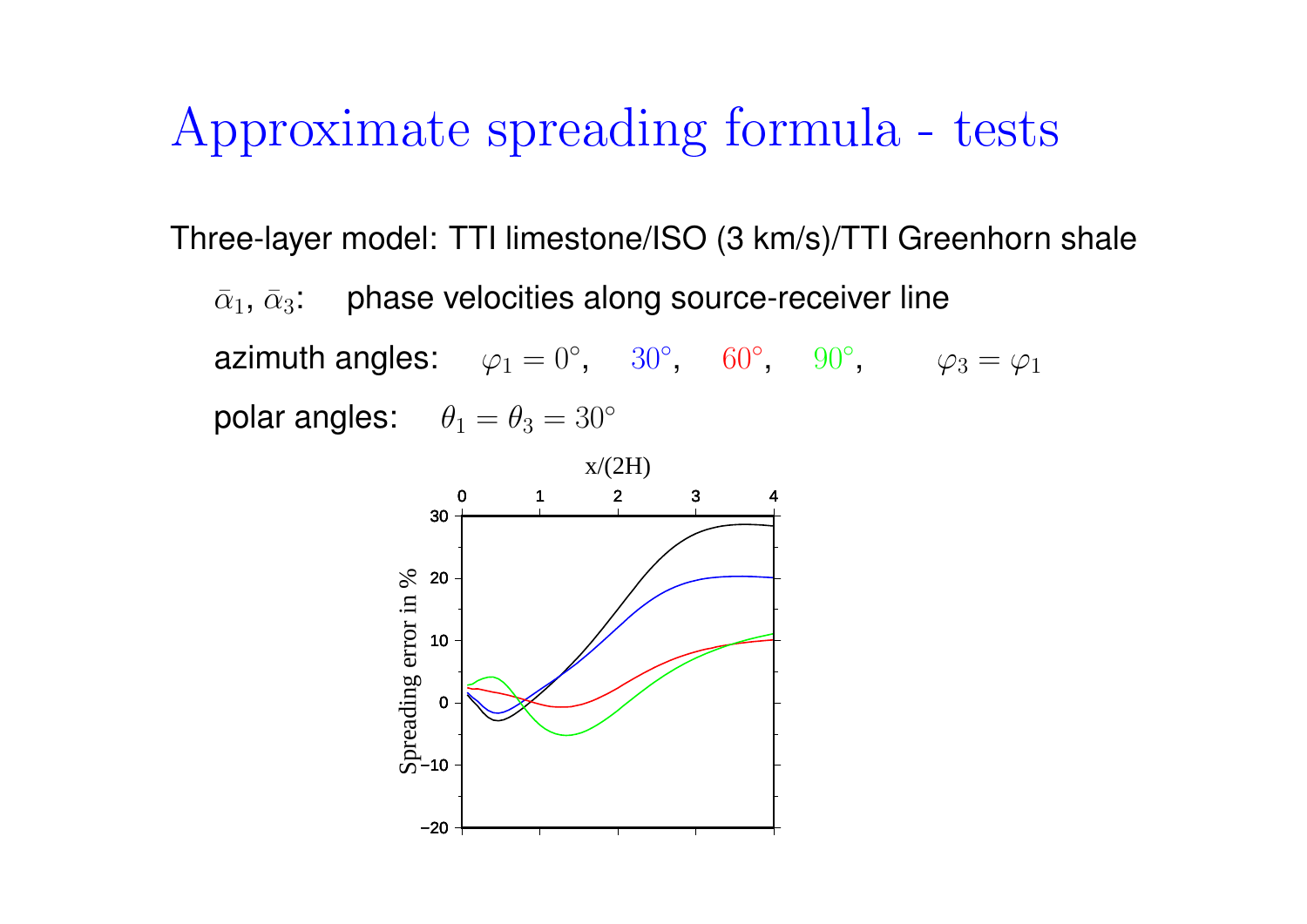# Approximate spreading formula - tests

Three-layer model: TTI limestone/ISO (3 km/s)/TTI Greenhorn shale

$\bar{\alpha}_1$, $\bar{\alpha}_3$: phase velocities along source-receiver line

azimuth angles: $\varphi_1 = 0^\circ$, $30^\circ$, $60^\circ$, $90^\circ$, $\varphi_3 = \varphi_1$

polar angles: $\theta_1 = \theta_3 = 30^\circ$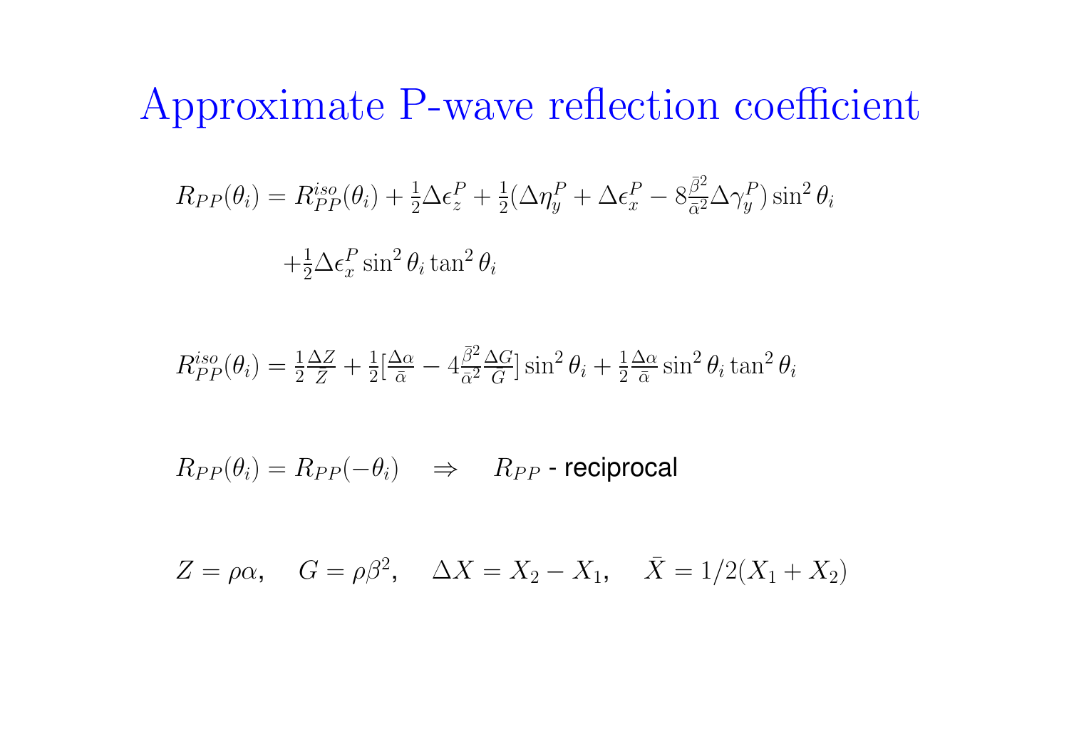# Approximate P-wave reflection coefficient

$$R_{PP}(\theta_i) = R_{PP}^{iso}(\theta_i) + \tfrac{1}{2}\Delta\epsilon_z^P + \tfrac{1}{2}(\Delta\eta_y^P + \Delta\epsilon_x^P - 8\tfrac{\bar{\beta}^2}{\bar{\alpha}^2}\Delta\gamma_y^P)\sin^2\theta_i$$

$$+\tfrac{1}{2}\Delta\epsilon_x^P \sin^2\theta_i \tan^2\theta_i$$

$$R_{PP}^{iso}(\theta_i) = \tfrac{1}{2}\tfrac{\Delta Z}{\bar{Z}} + \tfrac{1}{2}[\tfrac{\Delta\alpha}{\bar{\alpha}} - 4\tfrac{\bar{\beta}^2}{\bar{\alpha}^2}\tfrac{\Delta G}{\bar{G}}]\sin^2\theta_i + \tfrac{1}{2}\tfrac{\Delta\alpha}{\bar{\alpha}}\sin^2\theta_i \tan^2\theta_i$$

$R_{PP}(\theta_i) = R_{PP}(-\theta_i) \quad \Rightarrow \quad R_{PP}$ - reciprocal

$Z = \rho\alpha, \quad G = \rho\beta^2, \quad \Delta X = X_2 - X_1, \quad \bar{X} = 1/2(X_1 + X_2)$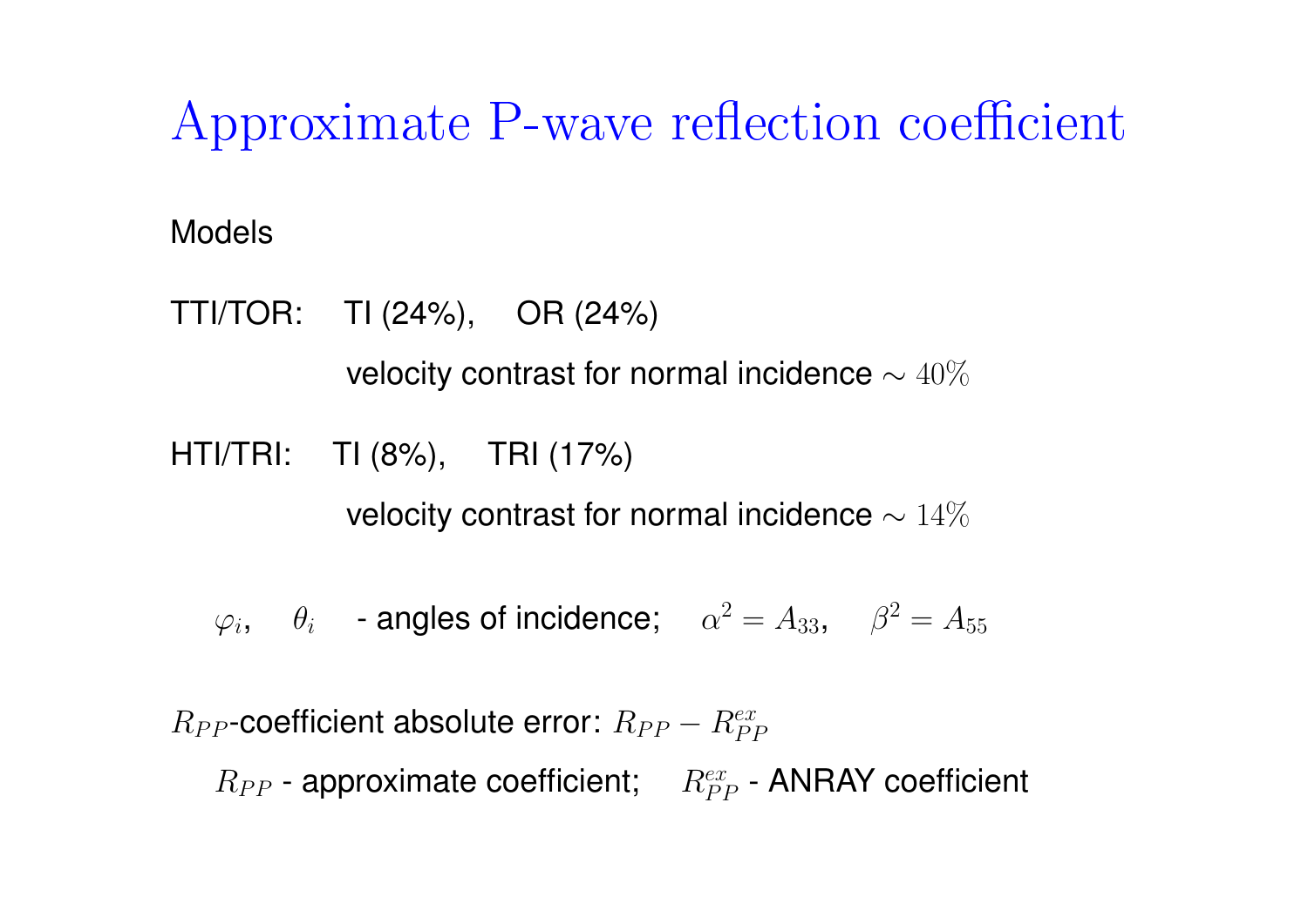# Approximate P-wave reflection coefficient

Models

TTI/TOR: TI (24%), OR (24%)

velocity contrast for normal incidence $\sim 40\%$

HTI/TRI: TI (8%), TRI (17%)

velocity contrast for normal incidence $\sim 14\%$

$\varphi_i$, $\theta_i$ - angles of incidence; $\alpha^2 = A_{33}$, $\beta^2 = A_{55}$

$R_{PP}$-coefficient absolute error: $R_{PP} - R_{PP}^{ex}$

$R_{PP}$ - approximate coefficient; $R_{PP}^{ex}$ - ANRAY coefficient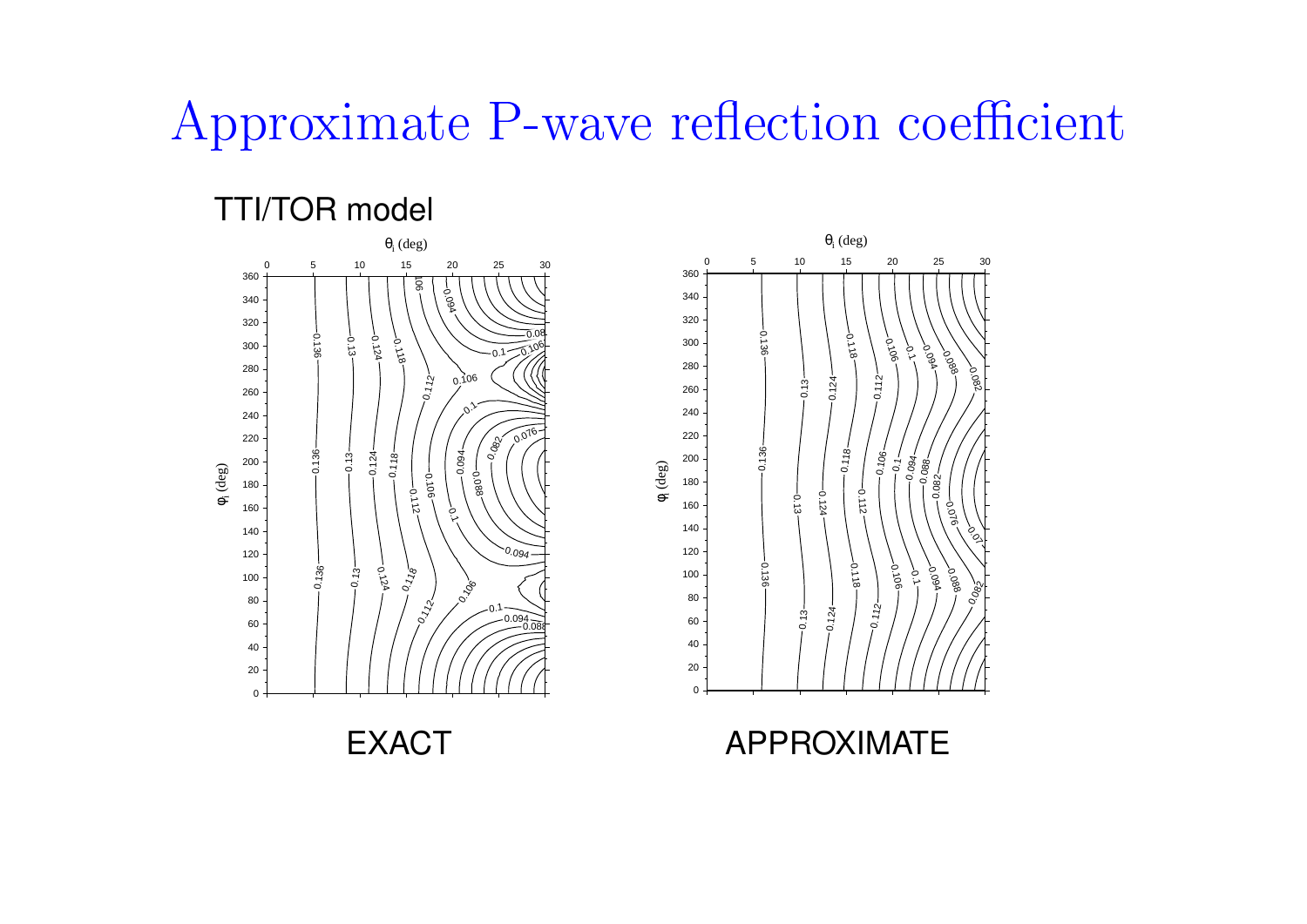# Approximate P-wave reflection coefficient

## TTI/TOR model

EXACT

APPROXIMATE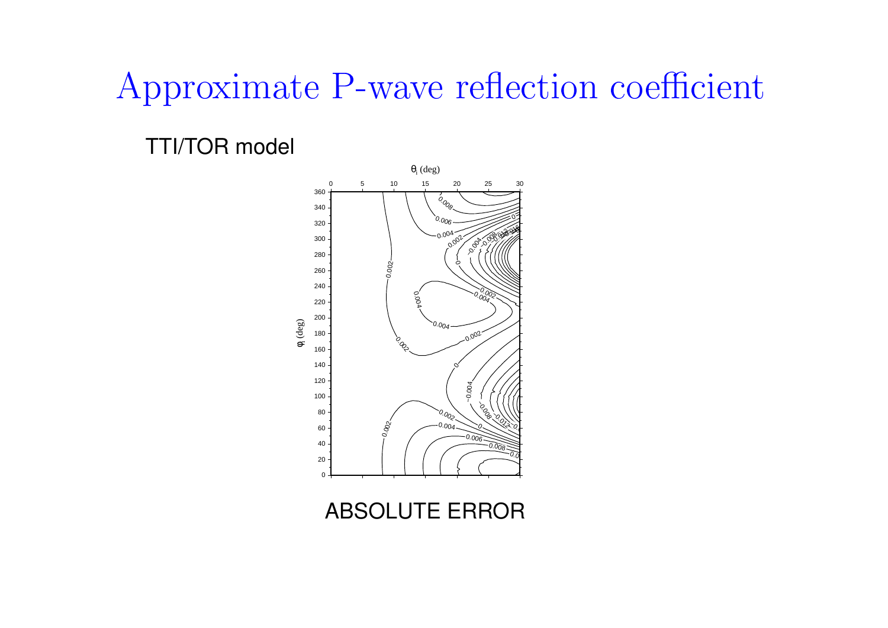# Approximate P-wave reflection coefficient

TTI/TOR model

ABSOLUTE ERROR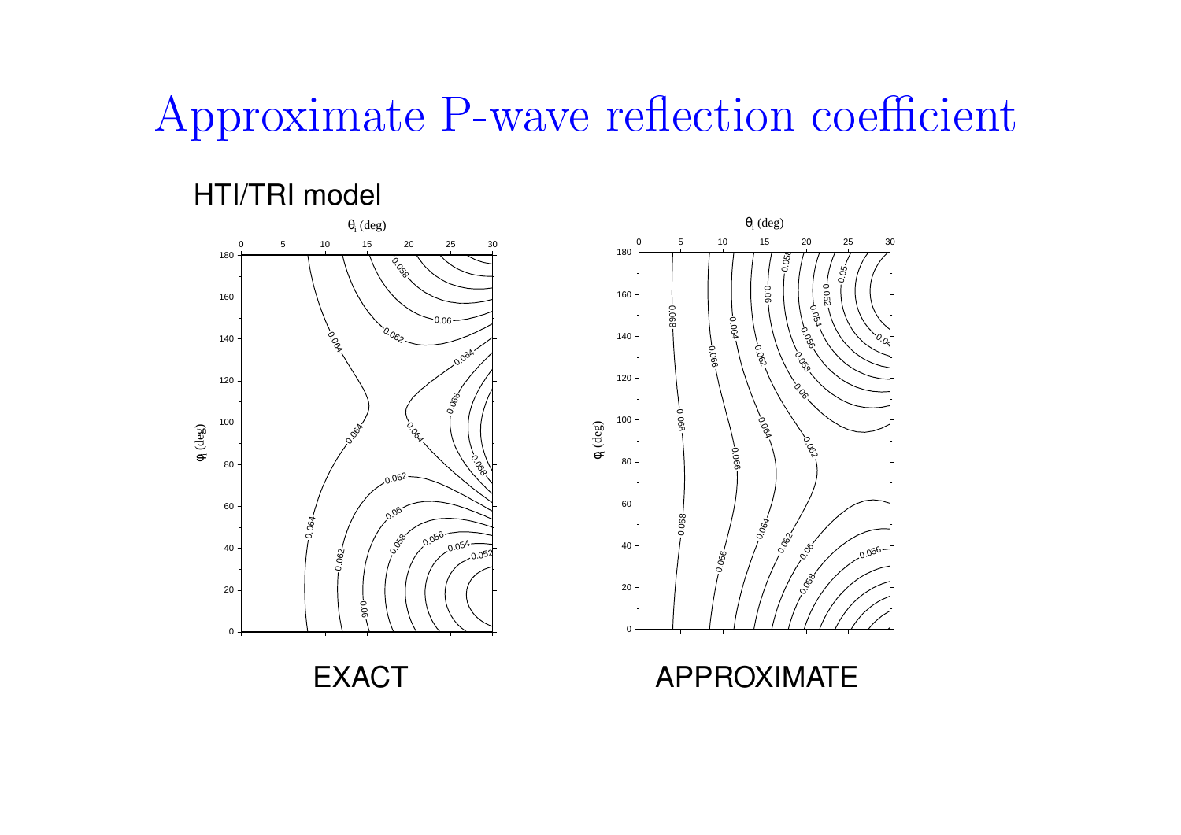# Approximate P-wave reflection coefficient

HTI/TRI model

EXACT

APPROXIMATE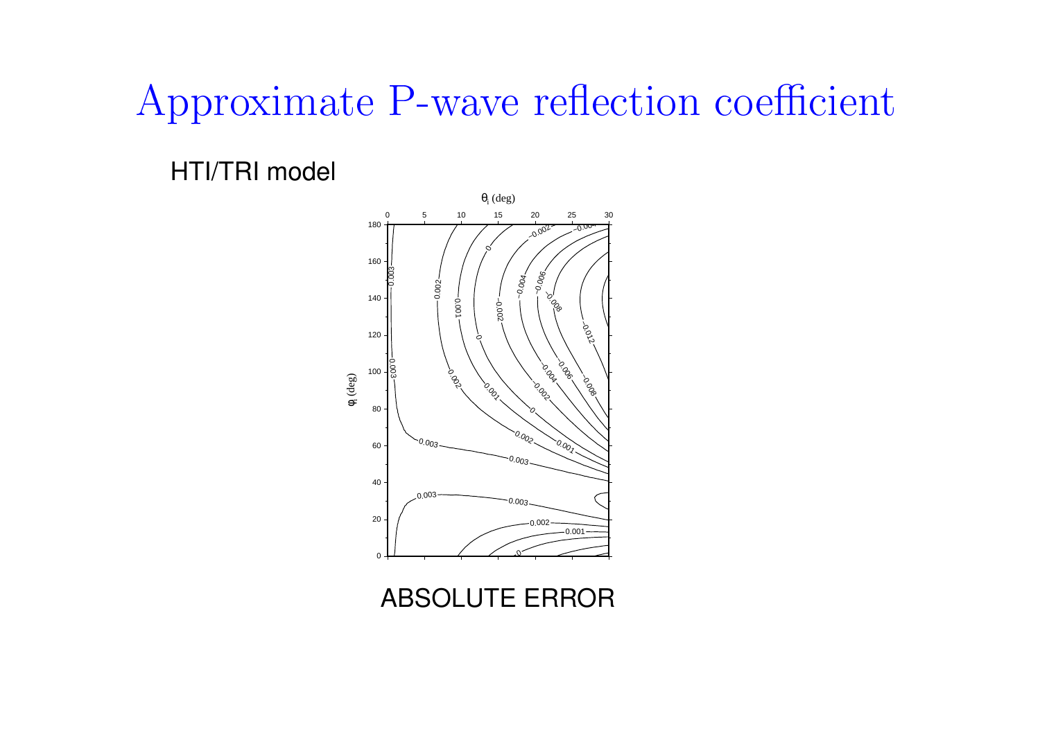# Approximate P-wave reflection coefficient

HTI/TRI model

ABSOLUTE ERROR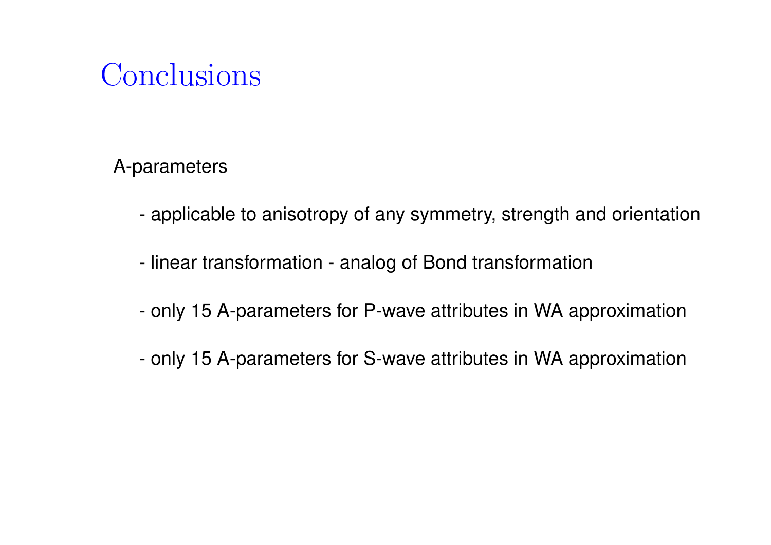# Conclusions

A-parameters

- applicable to anisotropy of any symmetry, strength and orientation
- linear transformation - analog of Bond transformation
- only 15 A-parameters for P-wave attributes in WA approximation
- only 15 A-parameters for S-wave attributes in WA approximation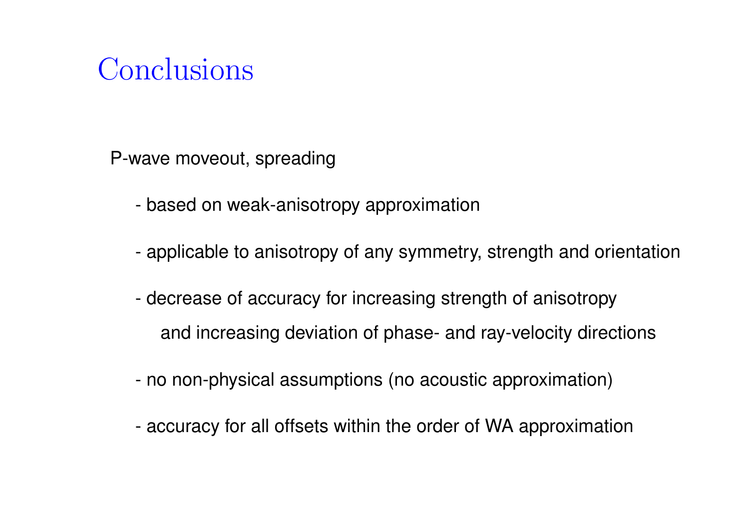# Conclusions

P-wave moveout, spreading

- based on weak-anisotropy approximation
- applicable to anisotropy of any symmetry, strength and orientation
- decrease of accuracy for increasing strength of anisotropy and increasing deviation of phase- and ray-velocity directions
- no non-physical assumptions (no acoustic approximation)
- accuracy for all offsets within the order of WA approximation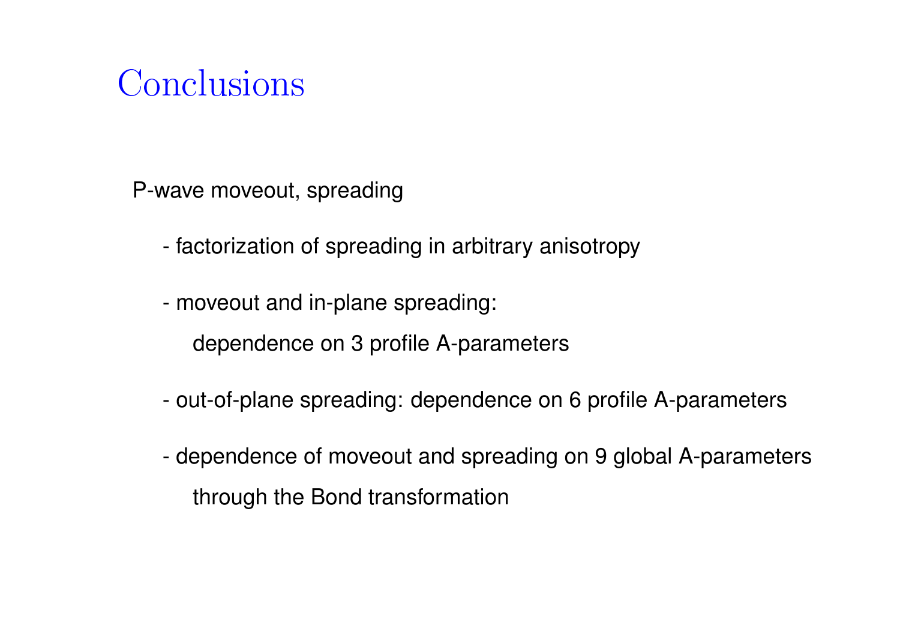# Conclusions

P-wave moveout, spreading

- factorization of spreading in arbitrary anisotropy
- moveout and in-plane spreading:
  
  dependence on 3 profile A-parameters
- out-of-plane spreading: dependence on 6 profile A-parameters
- dependence of moveout and spreading on 9 global A-parameters
  
  through the Bond transformation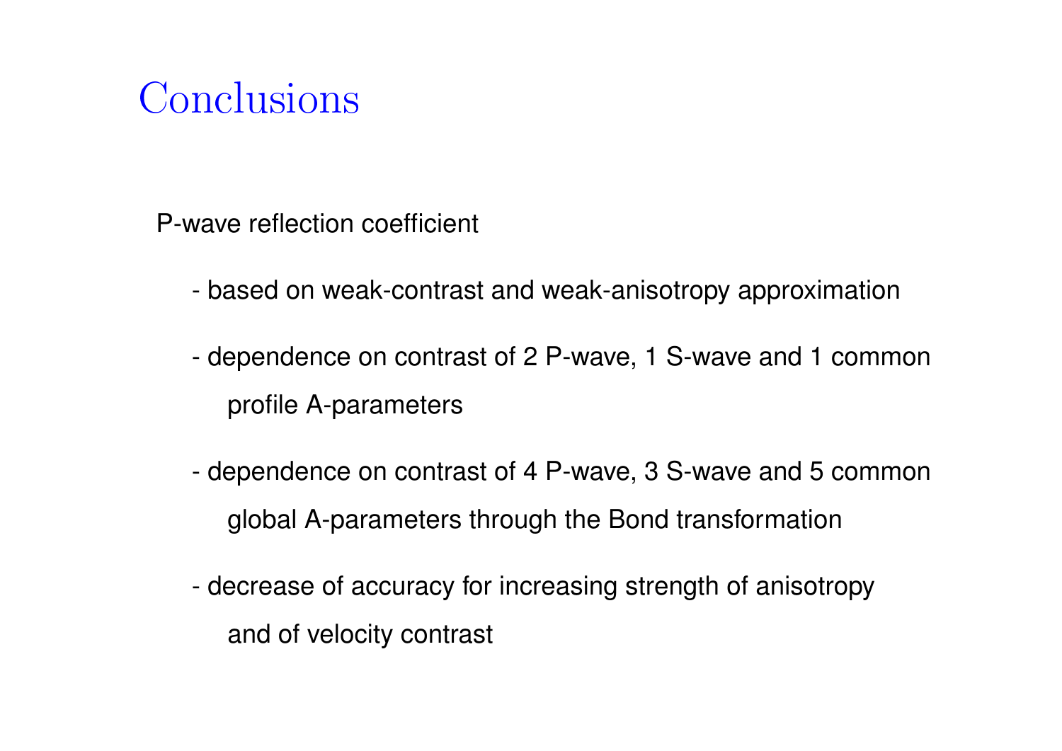# Conclusions

P-wave reflection coefficient

- based on weak-contrast and weak-anisotropy approximation
- dependence on contrast of 2 P-wave, 1 S-wave and 1 common profile A-parameters
- dependence on contrast of 4 P-wave, 3 S-wave and 5 common global A-parameters through the Bond transformation
- decrease of accuracy for increasing strength of anisotropy and of velocity contrast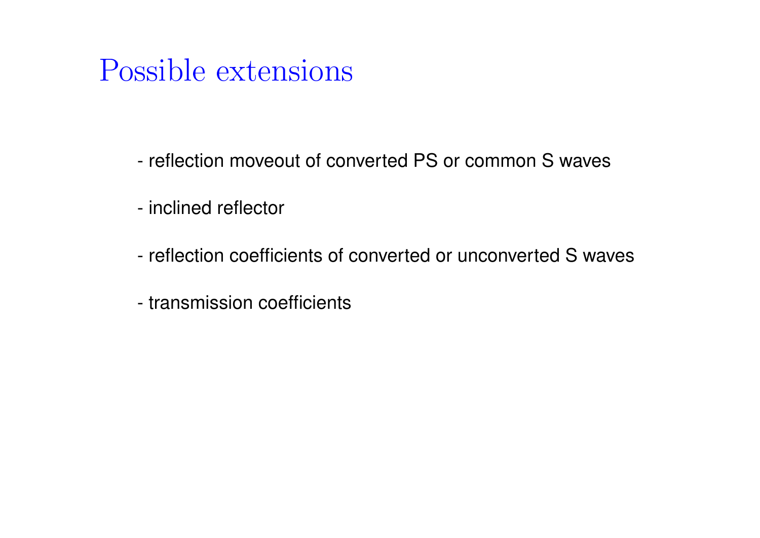# Possible extensions

- reflection moveout of converted PS or common S waves

- inclined reflector

- reflection coefficients of converted or unconverted S waves

- transmission coefficients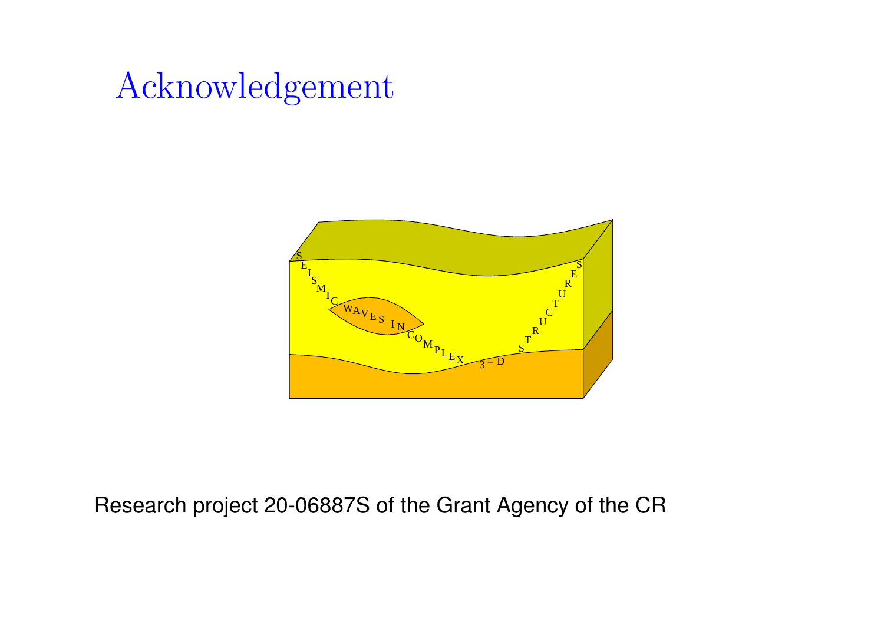# Acknowledgement

SEISMIC WAVES IN COMPLEX 3-D STRUCTURES

Research project 20-06887S of the Grant Agency of the CR